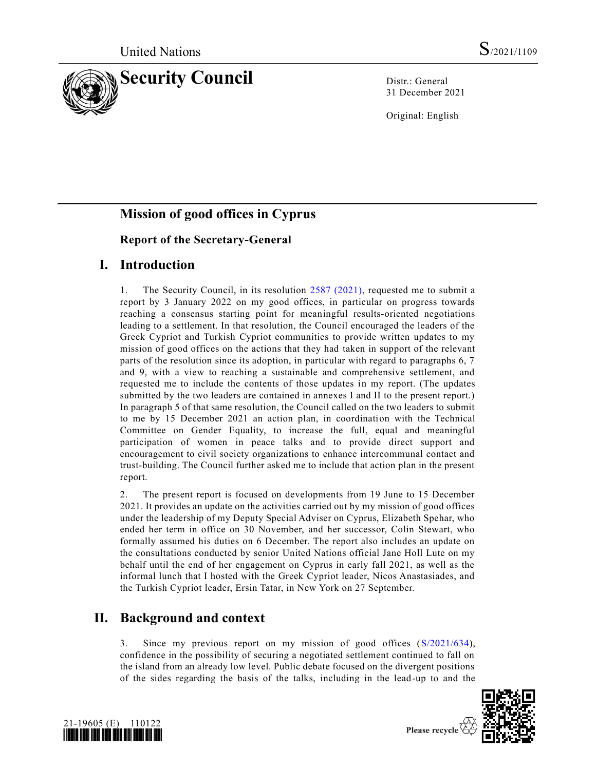United Nations S/2021/1109

# Security Council

Distr.: General
31 December 2021

Original: English

## Mission of good offices in Cyprus

### Report of the Secretary-General

## I. Introduction

1. The Security Council, in its resolution 2587 (2021), requested me to submit a report by 3 January 2022 on my good offices, in particular on progress towards reaching a consensus starting point for meaningful results-oriented negotiations leading to a settlement. In that resolution, the Council encouraged the leaders of the Greek Cypriot and Turkish Cypriot communities to provide written updates to my mission of good offices on the actions that they had taken in support of the relevant parts of the resolution since its adoption, in particular with regard to paragraphs 6, 7 and 9, with a view to reaching a sustainable and comprehensive settlement, and requested me to include the contents of those updates in my report. (The updates submitted by the two leaders are contained in annexes I and II to the present report.) In paragraph 5 of that same resolution, the Council called on the two leaders to submit to me by 15 December 2021 an action plan, in coordination with the Technical Committee on Gender Equality, to increase the full, equal and meaningful participation of women in peace talks and to provide direct support and encouragement to civil society organizations to enhance intercommunal contact and trust-building. The Council further asked me to include that action plan in the present report.

2. The present report is focused on developments from 19 June to 15 December 2021. It provides an update on the activities carried out by my mission of good offices under the leadership of my Deputy Special Adviser on Cyprus, Elizabeth Spehar, who ended her term in office on 30 November, and her successor, Colin Stewart, who formally assumed his duties on 6 December. The report also includes an update on the consultations conducted by senior United Nations official Jane Holl Lute on my behalf until the end of her engagement on Cyprus in early fall 2021, as well as the informal lunch that I hosted with the Greek Cypriot leader, Nicos Anastasiades, and the Turkish Cypriot leader, Ersin Tatar, in New York on 27 September.

## II. Background and context

3. Since my previous report on my mission of good offices (S/2021/634), confidence in the possibility of securing a negotiated settlement continued to fall on the island from an already low level. Public debate focused on the divergent positions of the sides regarding the basis of the talks, including in the lead-up to and the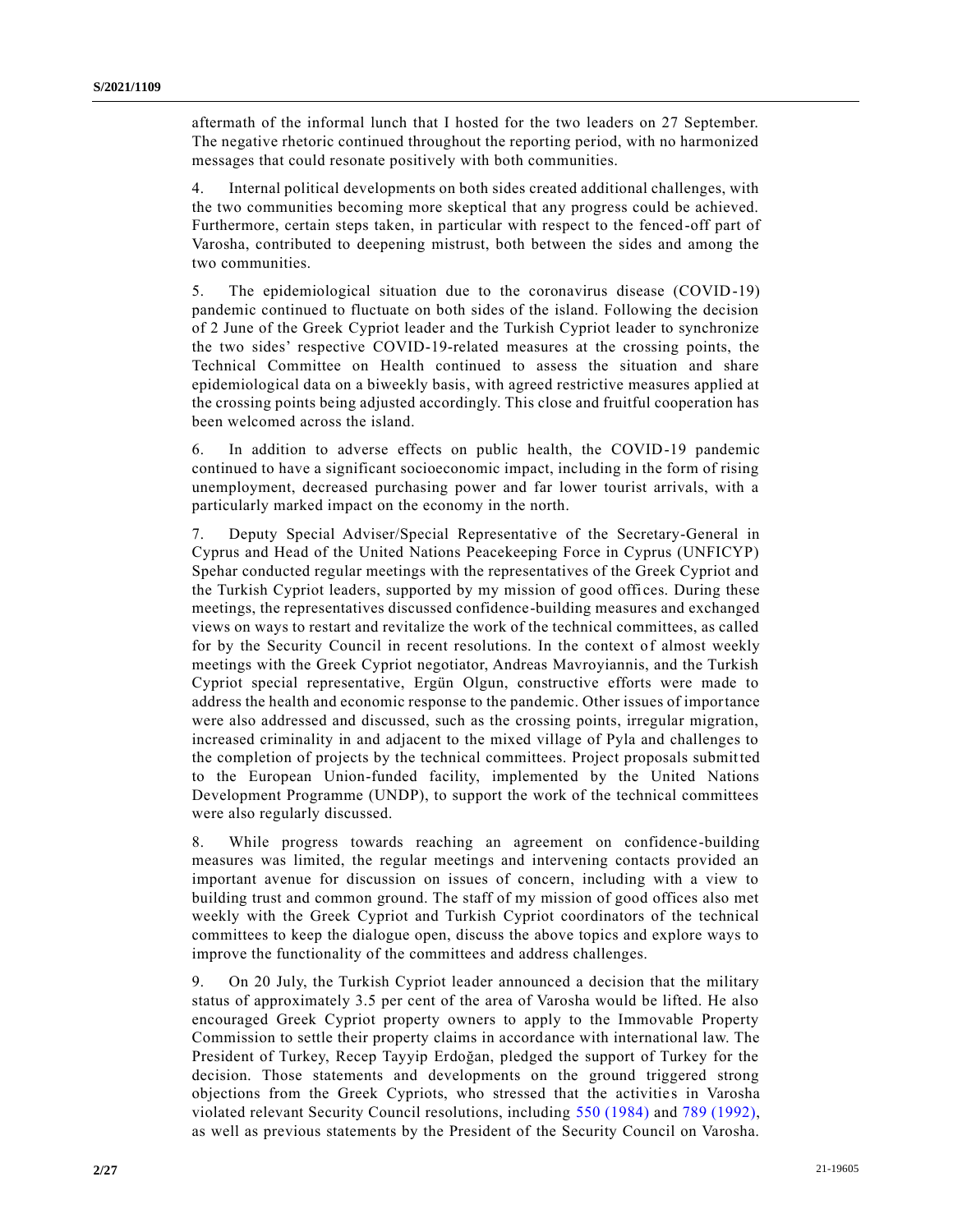aftermath of the informal lunch that I hosted for the two leaders on 27 September. The negative rhetoric continued throughout the reporting period, with no harmonized messages that could resonate positively with both communities.

4. Internal political developments on both sides created additional challenges, with the two communities becoming more skeptical that any progress could be achieved. Furthermore, certain steps taken, in particular with respect to the fenced-off part of Varosha, contributed to deepening mistrust, both between the sides and among the two communities.

5. The epidemiological situation due to the coronavirus disease (COVID-19) pandemic continued to fluctuate on both sides of the island. Following the decision of 2 June of the Greek Cypriot leader and the Turkish Cypriot leader to synchronize the two sides' respective COVID-19-related measures at the crossing points, the Technical Committee on Health continued to assess the situation and share epidemiological data on a biweekly basis, with agreed restrictive measures applied at the crossing points being adjusted accordingly. This close and fruitful cooperation has been welcomed across the island.

6. In addition to adverse effects on public health, the COVID-19 pandemic continued to have a significant socioeconomic impact, including in the form of rising unemployment, decreased purchasing power and far lower tourist arrivals, with a particularly marked impact on the economy in the north.

7. Deputy Special Adviser/Special Representative of the Secretary-General in Cyprus and Head of the United Nations Peacekeeping Force in Cyprus (UNFICYP) Spehar conducted regular meetings with the representatives of the Greek Cypriot and the Turkish Cypriot leaders, supported by my mission of good offices. During these meetings, the representatives discussed confidence-building measures and exchanged views on ways to restart and revitalize the work of the technical committees, as called for by the Security Council in recent resolutions. In the context of almost weekly meetings with the Greek Cypriot negotiator, Andreas Mavroyiannis, and the Turkish Cypriot special representative, Ergün Olgun, constructive efforts were made to address the health and economic response to the pandemic. Other issues of importance were also addressed and discussed, such as the crossing points, irregular migration, increased criminality in and adjacent to the mixed village of Pyla and challenges to the completion of projects by the technical committees. Project proposals submitted to the European Union-funded facility, implemented by the United Nations Development Programme (UNDP), to support the work of the technical committees were also regularly discussed.

8. While progress towards reaching an agreement on confidence-building measures was limited, the regular meetings and intervening contacts provided an important avenue for discussion on issues of concern, including with a view to building trust and common ground. The staff of my mission of good offices also met weekly with the Greek Cypriot and Turkish Cypriot coordinators of the technical committees to keep the dialogue open, discuss the above topics and explore ways to improve the functionality of the committees and address challenges.

9. On 20 July, the Turkish Cypriot leader announced a decision that the military status of approximately 3.5 per cent of the area of Varosha would be lifted. He also encouraged Greek Cypriot property owners to apply to the Immovable Property Commission to settle their property claims in accordance with international law. The President of Turkey, Recep Tayyip Erdoğan, pledged the support of Turkey for the decision. Those statements and developments on the ground triggered strong objections from the Greek Cypriots, who stressed that the activities in Varosha violated relevant Security Council resolutions, including 550 (1984) and 789 (1992), as well as previous statements by the President of the Security Council on Varosha.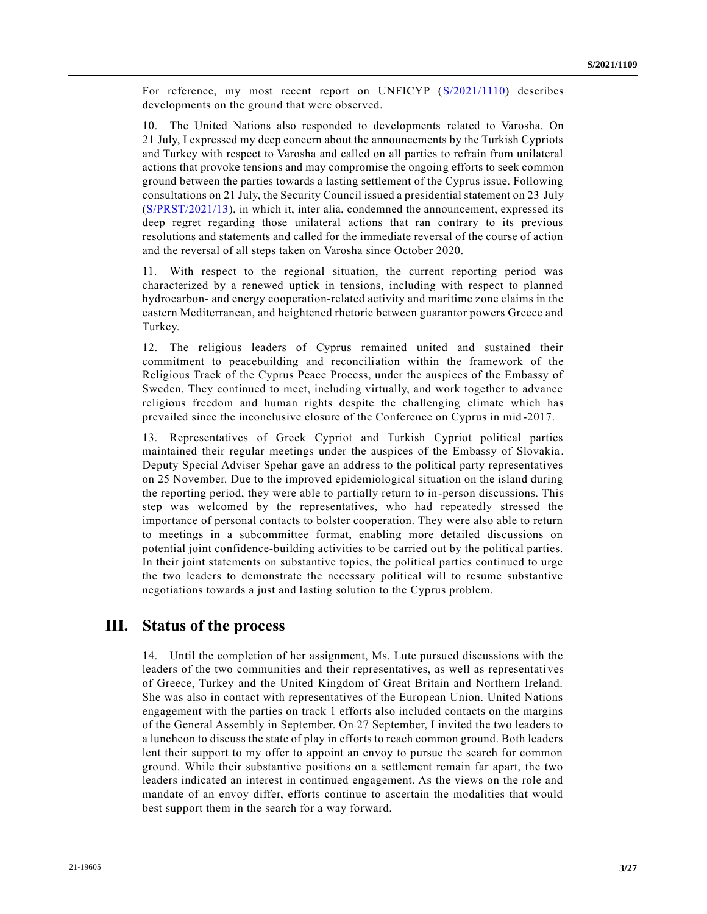For reference, my most recent report on UNFICYP (S/2021/1110) describes developments on the ground that were observed.

10. The United Nations also responded to developments related to Varosha. On 21 July, I expressed my deep concern about the announcements by the Turkish Cypriots and Turkey with respect to Varosha and called on all parties to refrain from unilateral actions that provoke tensions and may compromise the ongoing efforts to seek common ground between the parties towards a lasting settlement of the Cyprus issue. Following consultations on 21 July, the Security Council issued a presidential statement on 23 July (S/PRST/2021/13), in which it, inter alia, condemned the announcement, expressed its deep regret regarding those unilateral actions that ran contrary to its previous resolutions and statements and called for the immediate reversal of the course of action and the reversal of all steps taken on Varosha since October 2020.

11. With respect to the regional situation, the current reporting period was characterized by a renewed uptick in tensions, including with respect to planned hydrocarbon- and energy cooperation-related activity and maritime zone claims in the eastern Mediterranean, and heightened rhetoric between guarantor powers Greece and Turkey.

12. The religious leaders of Cyprus remained united and sustained their commitment to peacebuilding and reconciliation within the framework of the Religious Track of the Cyprus Peace Process, under the auspices of the Embassy of Sweden. They continued to meet, including virtually, and work together to advance religious freedom and human rights despite the challenging climate which has prevailed since the inconclusive closure of the Conference on Cyprus in mid-2017.

13. Representatives of Greek Cypriot and Turkish Cypriot political parties maintained their regular meetings under the auspices of the Embassy of Slovakia. Deputy Special Adviser Spehar gave an address to the political party representatives on 25 November. Due to the improved epidemiological situation on the island during the reporting period, they were able to partially return to in-person discussions. This step was welcomed by the representatives, who had repeatedly stressed the importance of personal contacts to bolster cooperation. They were also able to return to meetings in a subcommittee format, enabling more detailed discussions on potential joint confidence-building activities to be carried out by the political parties. In their joint statements on substantive topics, the political parties continued to urge the two leaders to demonstrate the necessary political will to resume substantive negotiations towards a just and lasting solution to the Cyprus problem.

## III. Status of the process

14. Until the completion of her assignment, Ms. Lute pursued discussions with the leaders of the two communities and their representatives, as well as representatives of Greece, Turkey and the United Kingdom of Great Britain and Northern Ireland. She was also in contact with representatives of the European Union. United Nations engagement with the parties on track 1 efforts also included contacts on the margins of the General Assembly in September. On 27 September, I invited the two leaders to a luncheon to discuss the state of play in efforts to reach common ground. Both leaders lent their support to my offer to appoint an envoy to pursue the search for common ground. While their substantive positions on a settlement remain far apart, the two leaders indicated an interest in continued engagement. As the views on the role and mandate of an envoy differ, efforts continue to ascertain the modalities that would best support them in the search for a way forward.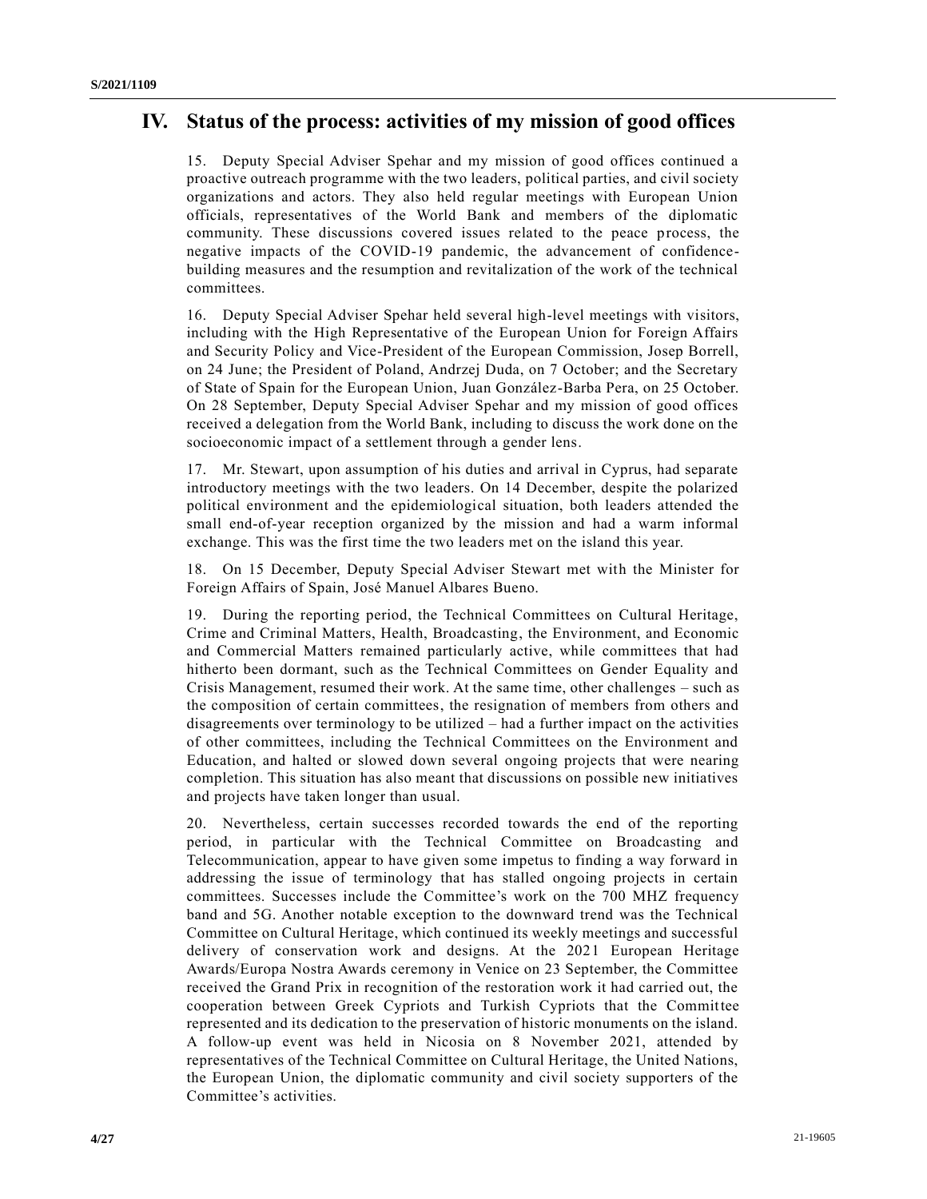## IV. Status of the process: activities of my mission of good offices

15. Deputy Special Adviser Spehar and my mission of good offices continued a proactive outreach programme with the two leaders, political parties, and civil society organizations and actors. They also held regular meetings with European Union officials, representatives of the World Bank and members of the diplomatic community. These discussions covered issues related to the peace process, the negative impacts of the COVID-19 pandemic, the advancement of confidence-building measures and the resumption and revitalization of the work of the technical committees.

16. Deputy Special Adviser Spehar held several high-level meetings with visitors, including with the High Representative of the European Union for Foreign Affairs and Security Policy and Vice-President of the European Commission, Josep Borrell, on 24 June; the President of Poland, Andrzej Duda, on 7 October; and the Secretary of State of Spain for the European Union, Juan González-Barba Pera, on 25 October. On 28 September, Deputy Special Adviser Spehar and my mission of good offices received a delegation from the World Bank, including to discuss the work done on the socioeconomic impact of a settlement through a gender lens.

17. Mr. Stewart, upon assumption of his duties and arrival in Cyprus, had separate introductory meetings with the two leaders. On 14 December, despite the polarized political environment and the epidemiological situation, both leaders attended the small end-of-year reception organized by the mission and had a warm informal exchange. This was the first time the two leaders met on the island this year.

18. On 15 December, Deputy Special Adviser Stewart met with the Minister for Foreign Affairs of Spain, José Manuel Albares Bueno.

19. During the reporting period, the Technical Committees on Cultural Heritage, Crime and Criminal Matters, Health, Broadcasting, the Environment, and Economic and Commercial Matters remained particularly active, while committees that had hitherto been dormant, such as the Technical Committees on Gender Equality and Crisis Management, resumed their work. At the same time, other challenges – such as the composition of certain committees, the resignation of members from others and disagreements over terminology to be utilized – had a further impact on the activities of other committees, including the Technical Committees on the Environment and Education, and halted or slowed down several ongoing projects that were nearing completion. This situation has also meant that discussions on possible new initiatives and projects have taken longer than usual.

20. Nevertheless, certain successes recorded towards the end of the reporting period, in particular with the Technical Committee on Broadcasting and Telecommunication, appear to have given some impetus to finding a way forward in addressing the issue of terminology that has stalled ongoing projects in certain committees. Successes include the Committee's work on the 700 MHZ frequency band and 5G. Another notable exception to the downward trend was the Technical Committee on Cultural Heritage, which continued its weekly meetings and successful delivery of conservation work and designs. At the 2021 European Heritage Awards/Europa Nostra Awards ceremony in Venice on 23 September, the Committee received the Grand Prix in recognition of the restoration work it had carried out, the cooperation between Greek Cypriots and Turkish Cypriots that the Committee represented and its dedication to the preservation of historic monuments on the island. A follow-up event was held in Nicosia on 8 November 2021, attended by representatives of the Technical Committee on Cultural Heritage, the United Nations, the European Union, the diplomatic community and civil society supporters of the Committee's activities.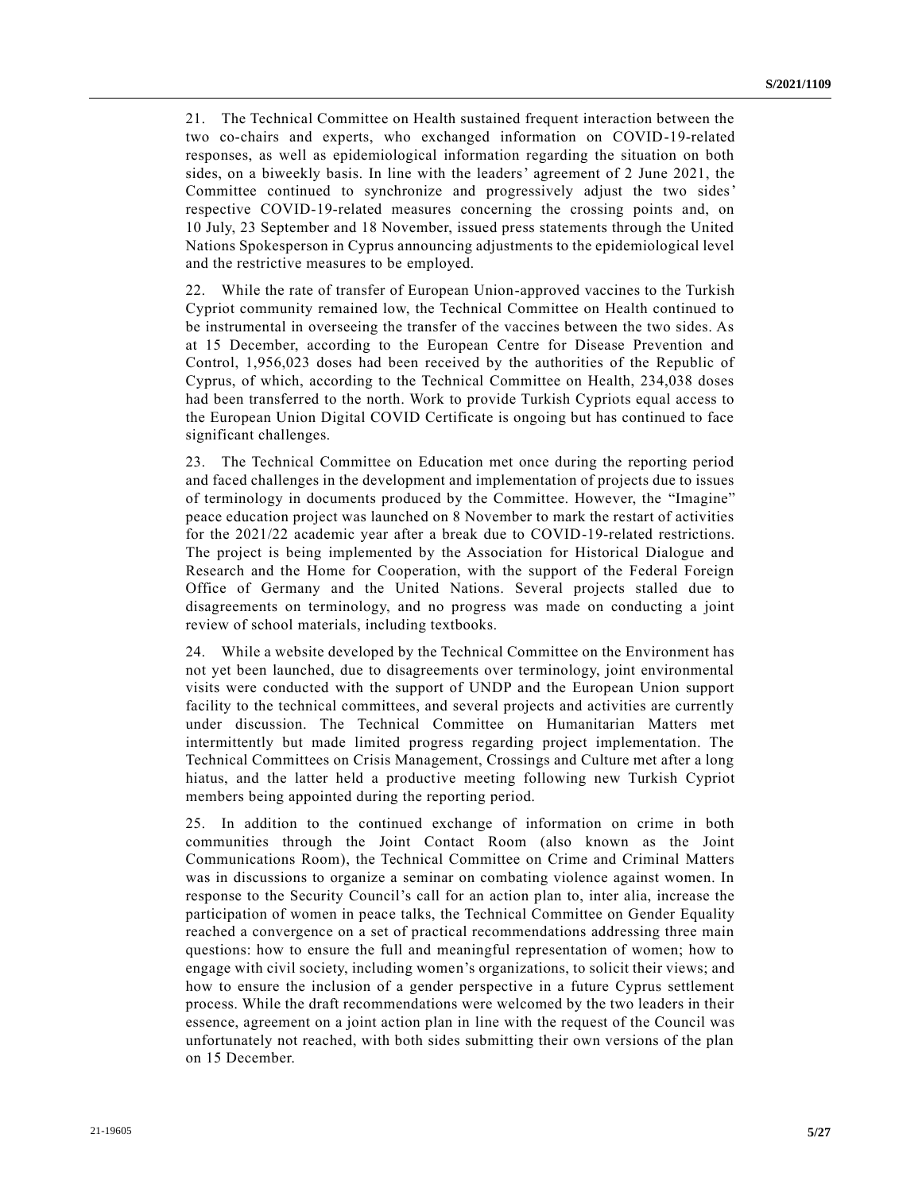21. The Technical Committee on Health sustained frequent interaction between the two co-chairs and experts, who exchanged information on COVID-19-related responses, as well as epidemiological information regarding the situation on both sides, on a biweekly basis. In line with the leaders' agreement of 2 June 2021, the Committee continued to synchronize and progressively adjust the two sides' respective COVID-19-related measures concerning the crossing points and, on 10 July, 23 September and 18 November, issued press statements through the United Nations Spokesperson in Cyprus announcing adjustments to the epidemiological level and the restrictive measures to be employed.

22. While the rate of transfer of European Union-approved vaccines to the Turkish Cypriot community remained low, the Technical Committee on Health continued to be instrumental in overseeing the transfer of the vaccines between the two sides. As at 15 December, according to the European Centre for Disease Prevention and Control, 1,956,023 doses had been received by the authorities of the Republic of Cyprus, of which, according to the Technical Committee on Health, 234,038 doses had been transferred to the north. Work to provide Turkish Cypriots equal access to the European Union Digital COVID Certificate is ongoing but has continued to face significant challenges.

23. The Technical Committee on Education met once during the reporting period and faced challenges in the development and implementation of projects due to issues of terminology in documents produced by the Committee. However, the "Imagine" peace education project was launched on 8 November to mark the restart of activities for the 2021/22 academic year after a break due to COVID-19-related restrictions. The project is being implemented by the Association for Historical Dialogue and Research and the Home for Cooperation, with the support of the Federal Foreign Office of Germany and the United Nations. Several projects stalled due to disagreements on terminology, and no progress was made on conducting a joint review of school materials, including textbooks.

24. While a website developed by the Technical Committee on the Environment has not yet been launched, due to disagreements over terminology, joint environmental visits were conducted with the support of UNDP and the European Union support facility to the technical committees, and several projects and activities are currently under discussion. The Technical Committee on Humanitarian Matters met intermittently but made limited progress regarding project implementation. The Technical Committees on Crisis Management, Crossings and Culture met after a long hiatus, and the latter held a productive meeting following new Turkish Cypriot members being appointed during the reporting period.

25. In addition to the continued exchange of information on crime in both communities through the Joint Contact Room (also known as the Joint Communications Room), the Technical Committee on Crime and Criminal Matters was in discussions to organize a seminar on combating violence against women. In response to the Security Council's call for an action plan to, inter alia, increase the participation of women in peace talks, the Technical Committee on Gender Equality reached a convergence on a set of practical recommendations addressing three main questions: how to ensure the full and meaningful representation of women; how to engage with civil society, including women's organizations, to solicit their views; and how to ensure the inclusion of a gender perspective in a future Cyprus settlement process. While the draft recommendations were welcomed by the two leaders in their essence, agreement on a joint action plan in line with the request of the Council was unfortunately not reached, with both sides submitting their own versions of the plan on 15 December.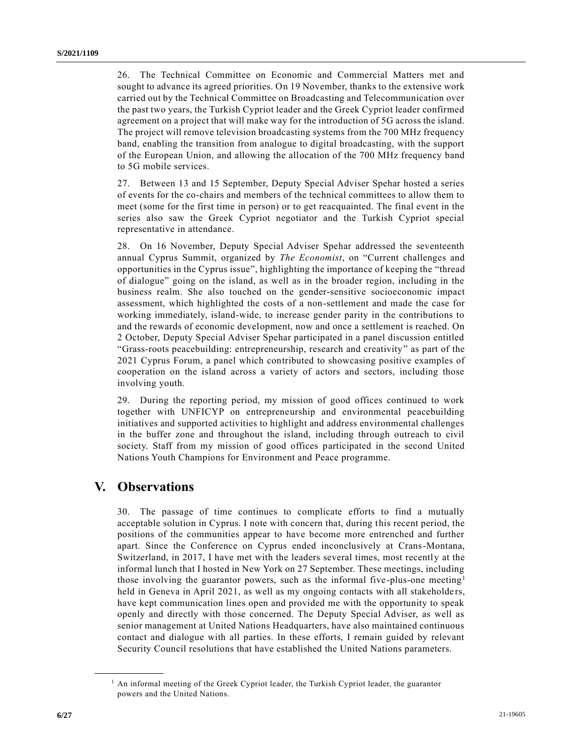26. The Technical Committee on Economic and Commercial Matters met and sought to advance its agreed priorities. On 19 November, thanks to the extensive work carried out by the Technical Committee on Broadcasting and Telecommunication over the past two years, the Turkish Cypriot leader and the Greek Cypriot leader confirmed agreement on a project that will make way for the introduction of 5G across the island. The project will remove television broadcasting systems from the 700 MHz frequency band, enabling the transition from analogue to digital broadcasting, with the support of the European Union, and allowing the allocation of the 700 MHz frequency band to 5G mobile services.

27. Between 13 and 15 September, Deputy Special Adviser Spehar hosted a series of events for the co-chairs and members of the technical committees to allow them to meet (some for the first time in person) or to get reacquainted. The final event in the series also saw the Greek Cypriot negotiator and the Turkish Cypriot special representative in attendance.

28. On 16 November, Deputy Special Adviser Spehar addressed the seventeenth annual Cyprus Summit, organized by *The Economist*, on "Current challenges and opportunities in the Cyprus issue", highlighting the importance of keeping the "thread of dialogue" going on the island, as well as in the broader region, including in the business realm. She also touched on the gender-sensitive socioeconomic impact assessment, which highlighted the costs of a non-settlement and made the case for working immediately, island-wide, to increase gender parity in the contributions to and the rewards of economic development, now and once a settlement is reached. On 2 October, Deputy Special Adviser Spehar participated in a panel discussion entitled "Grass-roots peacebuilding: entrepreneurship, research and creativity" as part of the 2021 Cyprus Forum, a panel which contributed to showcasing positive examples of cooperation on the island across a variety of actors and sectors, including those involving youth.

29. During the reporting period, my mission of good offices continued to work together with UNFICYP on entrepreneurship and environmental peacebuilding initiatives and supported activities to highlight and address environmental challenges in the buffer zone and throughout the island, including through outreach to civil society. Staff from my mission of good offices participated in the second United Nations Youth Champions for Environment and Peace programme.

## V. Observations

30. The passage of time continues to complicate efforts to find a mutually acceptable solution in Cyprus. I note with concern that, during this recent period, the positions of the communities appear to have become more entrenched and further apart. Since the Conference on Cyprus ended inconclusively at Crans-Montana, Switzerland, in 2017, I have met with the leaders several times, most recently at the informal lunch that I hosted in New York on 27 September. These meetings, including those involving the guarantor powers, such as the informal five-plus-one meeting[1] held in Geneva in April 2021, as well as my ongoing contacts with all stakeholders, have kept communication lines open and provided me with the opportunity to speak openly and directly with those concerned. The Deputy Special Adviser, as well as senior management at United Nations Headquarters, have also maintained continuous contact and dialogue with all parties. In these efforts, I remain guided by relevant Security Council resolutions that have established the United Nations parameters.

[1] An informal meeting of the Greek Cypriot leader, the Turkish Cypriot leader, the guarantor powers and the United Nations.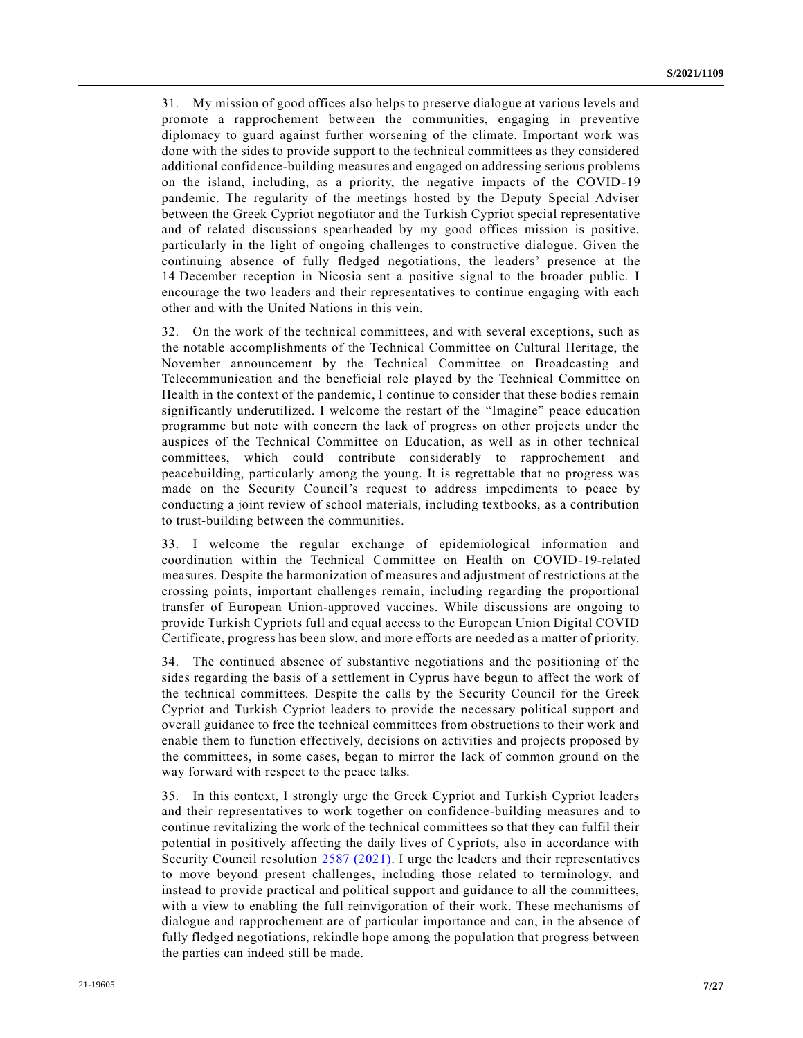31. My mission of good offices also helps to preserve dialogue at various levels and promote a rapprochement between the communities, engaging in preventive diplomacy to guard against further worsening of the climate. Important work was done with the sides to provide support to the technical committees as they considered additional confidence-building measures and engaged on addressing serious problems on the island, including, as a priority, the negative impacts of the COVID-19 pandemic. The regularity of the meetings hosted by the Deputy Special Adviser between the Greek Cypriot negotiator and the Turkish Cypriot special representative and of related discussions spearheaded by my good offices mission is positive, particularly in the light of ongoing challenges to constructive dialogue. Given the continuing absence of fully fledged negotiations, the leaders' presence at the 14 December reception in Nicosia sent a positive signal to the broader public. I encourage the two leaders and their representatives to continue engaging with each other and with the United Nations in this vein.

32. On the work of the technical committees, and with several exceptions, such as the notable accomplishments of the Technical Committee on Cultural Heritage, the November announcement by the Technical Committee on Broadcasting and Telecommunication and the beneficial role played by the Technical Committee on Health in the context of the pandemic, I continue to consider that these bodies remain significantly underutilized. I welcome the restart of the "Imagine" peace education programme but note with concern the lack of progress on other projects under the auspices of the Technical Committee on Education, as well as in other technical committees, which could contribute considerably to rapprochement and peacebuilding, particularly among the young. It is regrettable that no progress was made on the Security Council's request to address impediments to peace by conducting a joint review of school materials, including textbooks, as a contribution to trust-building between the communities.

33. I welcome the regular exchange of epidemiological information and coordination within the Technical Committee on Health on COVID-19-related measures. Despite the harmonization of measures and adjustment of restrictions at the crossing points, important challenges remain, including regarding the proportional transfer of European Union-approved vaccines. While discussions are ongoing to provide Turkish Cypriots full and equal access to the European Union Digital COVID Certificate, progress has been slow, and more efforts are needed as a matter of priority.

34. The continued absence of substantive negotiations and the positioning of the sides regarding the basis of a settlement in Cyprus have begun to affect the work of the technical committees. Despite the calls by the Security Council for the Greek Cypriot and Turkish Cypriot leaders to provide the necessary political support and overall guidance to free the technical committees from obstructions to their work and enable them to function effectively, decisions on activities and projects proposed by the committees, in some cases, began to mirror the lack of common ground on the way forward with respect to the peace talks.

35. In this context, I strongly urge the Greek Cypriot and Turkish Cypriot leaders and their representatives to work together on confidence-building measures and to continue revitalizing the work of the technical committees so that they can fulfil their potential in positively affecting the daily lives of Cypriots, also in accordance with Security Council resolution 2587 (2021). I urge the leaders and their representatives to move beyond present challenges, including those related to terminology, and instead to provide practical and political support and guidance to all the committees, with a view to enabling the full reinvigoration of their work. These mechanisms of dialogue and rapprochement are of particular importance and can, in the absence of fully fledged negotiations, rekindle hope among the population that progress between the parties can indeed still be made.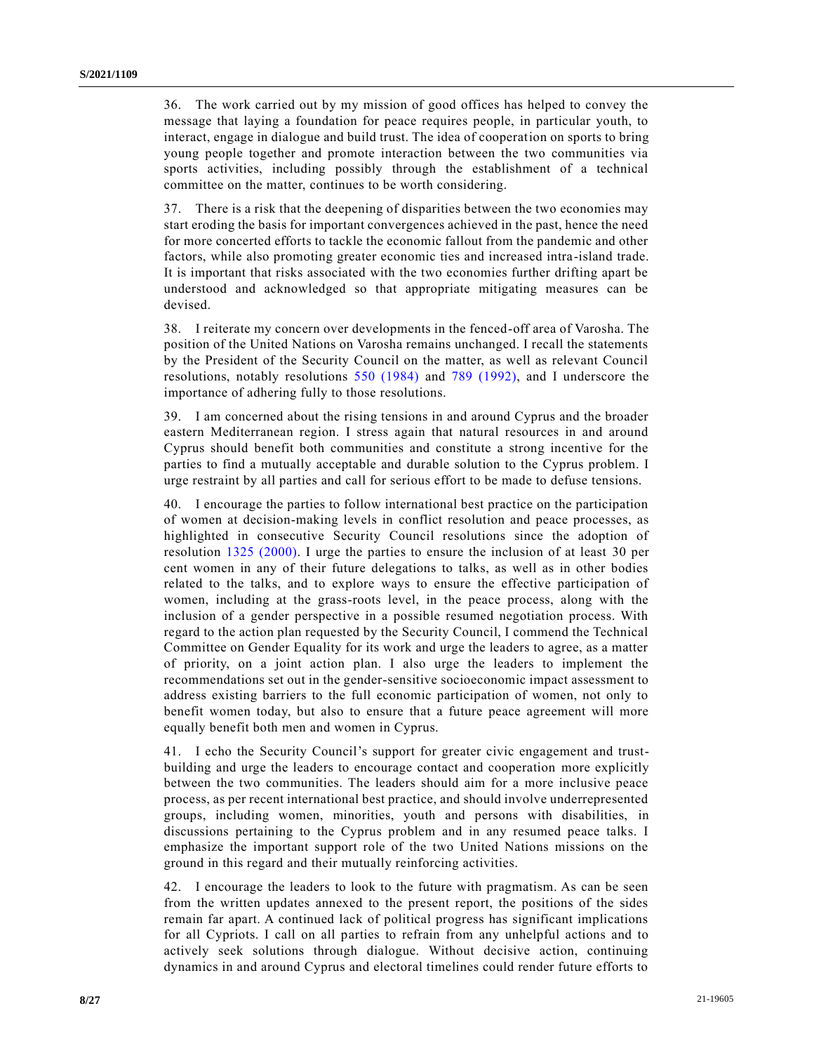36. The work carried out by my mission of good offices has helped to convey the message that laying a foundation for peace requires people, in particular youth, to interact, engage in dialogue and build trust. The idea of cooperation on sports to bring young people together and promote interaction between the two communities via sports activities, including possibly through the establishment of a technical committee on the matter, continues to be worth considering.

37. There is a risk that the deepening of disparities between the two economies may start eroding the basis for important convergences achieved in the past, hence the need for more concerted efforts to tackle the economic fallout from the pandemic and other factors, while also promoting greater economic ties and increased intra-island trade. It is important that risks associated with the two economies further drifting apart be understood and acknowledged so that appropriate mitigating measures can be devised.

38. I reiterate my concern over developments in the fenced-off area of Varosha. The position of the United Nations on Varosha remains unchanged. I recall the statements by the President of the Security Council on the matter, as well as relevant Council resolutions, notably resolutions 550 (1984) and 789 (1992), and I underscore the importance of adhering fully to those resolutions.

39. I am concerned about the rising tensions in and around Cyprus and the broader eastern Mediterranean region. I stress again that natural resources in and around Cyprus should benefit both communities and constitute a strong incentive for the parties to find a mutually acceptable and durable solution to the Cyprus problem. I urge restraint by all parties and call for serious effort to be made to defuse tensions.

40. I encourage the parties to follow international best practice on the participation of women at decision-making levels in conflict resolution and peace processes, as highlighted in consecutive Security Council resolutions since the adoption of resolution 1325 (2000). I urge the parties to ensure the inclusion of at least 30 per cent women in any of their future delegations to talks, as well as in other bodies related to the talks, and to explore ways to ensure the effective participation of women, including at the grass-roots level, in the peace process, along with the inclusion of a gender perspective in a possible resumed negotiation process. With regard to the action plan requested by the Security Council, I commend the Technical Committee on Gender Equality for its work and urge the leaders to agree, as a matter of priority, on a joint action plan. I also urge the leaders to implement the recommendations set out in the gender-sensitive socioeconomic impact assessment to address existing barriers to the full economic participation of women, not only to benefit women today, but also to ensure that a future peace agreement will more equally benefit both men and women in Cyprus.

41. I echo the Security Council's support for greater civic engagement and trust-building and urge the leaders to encourage contact and cooperation more explicitly between the two communities. The leaders should aim for a more inclusive peace process, as per recent international best practice, and should involve underrepresented groups, including women, minorities, youth and persons with disabilities, in discussions pertaining to the Cyprus problem and in any resumed peace talks. I emphasize the important support role of the two United Nations missions on the ground in this regard and their mutually reinforcing activities.

42. I encourage the leaders to look to the future with pragmatism. As can be seen from the written updates annexed to the present report, the positions of the sides remain far apart. A continued lack of political progress has significant implications for all Cypriots. I call on all parties to refrain from any unhelpful actions and to actively seek solutions through dialogue. Without decisive action, continuing dynamics in and around Cyprus and electoral timelines could render future efforts to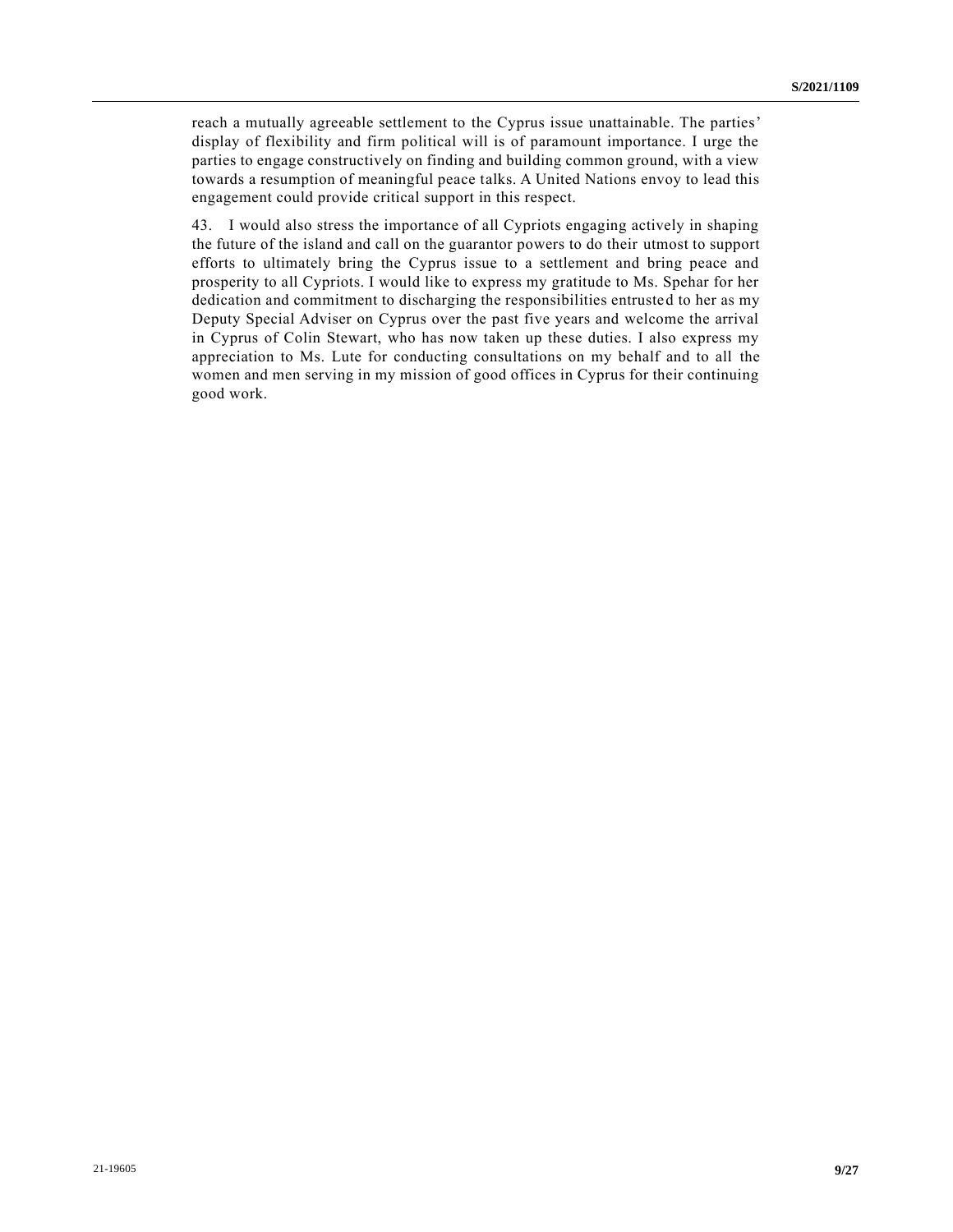reach a mutually agreeable settlement to the Cyprus issue unattainable. The parties' display of flexibility and firm political will is of paramount importance. I urge the parties to engage constructively on finding and building common ground, with a view towards a resumption of meaningful peace talks. A United Nations envoy to lead this engagement could provide critical support in this respect.

43. I would also stress the importance of all Cypriots engaging actively in shaping the future of the island and call on the guarantor powers to do their utmost to support efforts to ultimately bring the Cyprus issue to a settlement and bring peace and prosperity to all Cypriots. I would like to express my gratitude to Ms. Spehar for her dedication and commitment to discharging the responsibilities entrusted to her as my Deputy Special Adviser on Cyprus over the past five years and welcome the arrival in Cyprus of Colin Stewart, who has now taken up these duties. I also express my appreciation to Ms. Lute for conducting consultations on my behalf and to all the women and men serving in my mission of good offices in Cyprus for their continuing good work.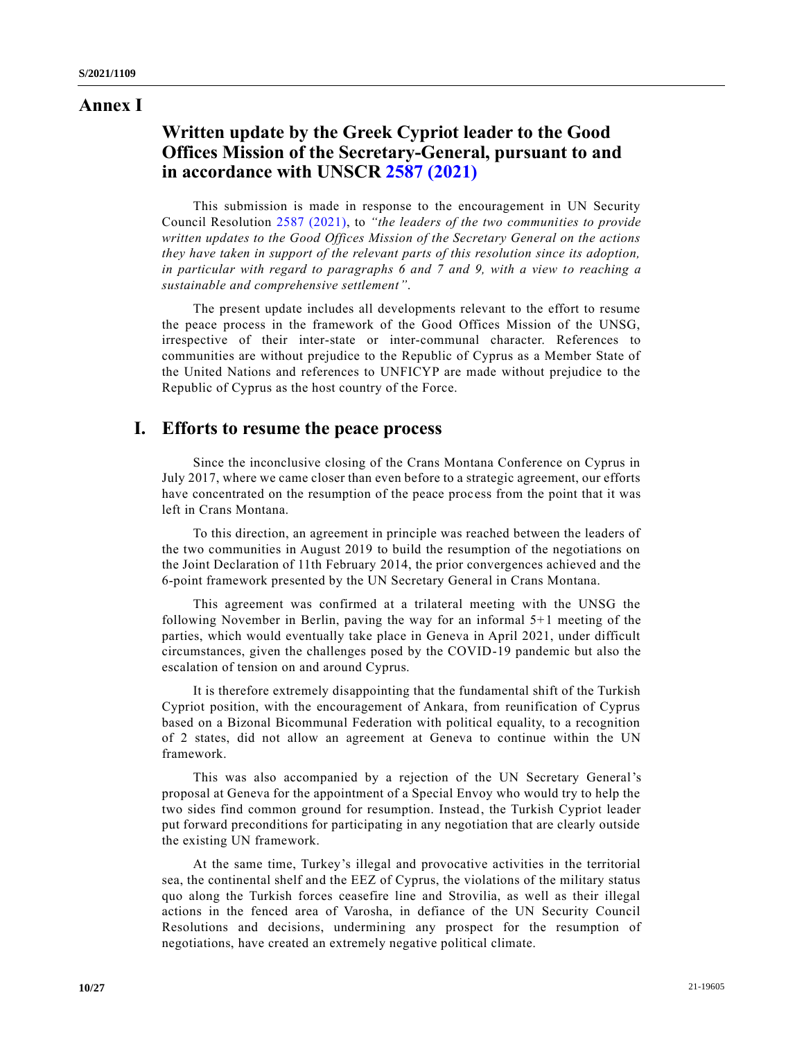# Annex I

## Written update by the Greek Cypriot leader to the Good Offices Mission of the Secretary-General, pursuant to and in accordance with UNSCR 2587 (2021)

This submission is made in response to the encouragement in UN Security Council Resolution 2587 (2021), to *"the leaders of the two communities to provide written updates to the Good Offices Mission of the Secretary General on the actions they have taken in support of the relevant parts of this resolution since its adoption, in particular with regard to paragraphs 6 and 7 and 9, with a view to reaching a sustainable and comprehensive settlement"*.

The present update includes all developments relevant to the effort to resume the peace process in the framework of the Good Offices Mission of the UNSG, irrespective of their inter-state or inter-communal character. References to communities are without prejudice to the Republic of Cyprus as a Member State of the United Nations and references to UNFICYP are made without prejudice to the Republic of Cyprus as the host country of the Force.

## I. Efforts to resume the peace process

Since the inconclusive closing of the Crans Montana Conference on Cyprus in July 2017, where we came closer than even before to a strategic agreement, our efforts have concentrated on the resumption of the peace process from the point that it was left in Crans Montana.

To this direction, an agreement in principle was reached between the leaders of the two communities in August 2019 to build the resumption of the negotiations on the Joint Declaration of 11th February 2014, the prior convergences achieved and the 6-point framework presented by the UN Secretary General in Crans Montana.

This agreement was confirmed at a trilateral meeting with the UNSG the following November in Berlin, paving the way for an informal 5+1 meeting of the parties, which would eventually take place in Geneva in April 2021, under difficult circumstances, given the challenges posed by the COVID-19 pandemic but also the escalation of tension on and around Cyprus.

It is therefore extremely disappointing that the fundamental shift of the Turkish Cypriot position, with the encouragement of Ankara, from reunification of Cyprus based on a Bizonal Bicommunal Federation with political equality, to a recognition of 2 states, did not allow an agreement at Geneva to continue within the UN framework.

This was also accompanied by a rejection of the UN Secretary General's proposal at Geneva for the appointment of a Special Envoy who would try to help the two sides find common ground for resumption. Instead, the Turkish Cypriot leader put forward preconditions for participating in any negotiation that are clearly outside the existing UN framework.

At the same time, Turkey's illegal and provocative activities in the territorial sea, the continental shelf and the EEZ of Cyprus, the violations of the military status quo along the Turkish forces ceasefire line and Strovilia, as well as their illegal actions in the fenced area of Varosha, in defiance of the UN Security Council Resolutions and decisions, undermining any prospect for the resumption of negotiations, have created an extremely negative political climate.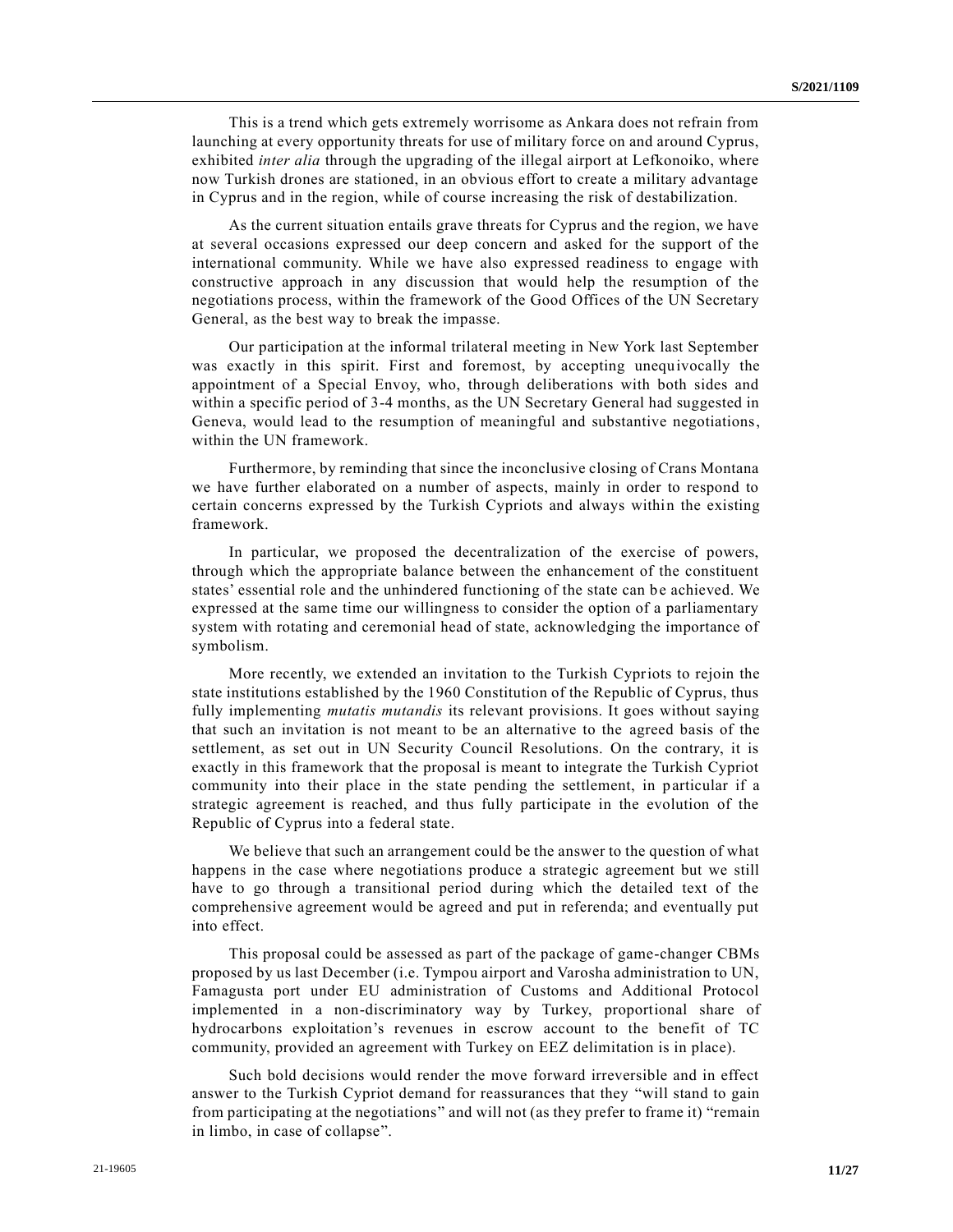This is a trend which gets extremely worrisome as Ankara does not refrain from launching at every opportunity threats for use of military force on and around Cyprus, exhibited *inter alia* through the upgrading of the illegal airport at Lefkonoiko, where now Turkish drones are stationed, in an obvious effort to create a military advantage in Cyprus and in the region, while of course increasing the risk of destabilization.

As the current situation entails grave threats for Cyprus and the region, we have at several occasions expressed our deep concern and asked for the support of the international community. While we have also expressed readiness to engage with constructive approach in any discussion that would help the resumption of the negotiations process, within the framework of the Good Offices of the UN Secretary General, as the best way to break the impasse.

Our participation at the informal trilateral meeting in New York last September was exactly in this spirit. First and foremost, by accepting unequivocally the appointment of a Special Envoy, who, through deliberations with both sides and within a specific period of 3-4 months, as the UN Secretary General had suggested in Geneva, would lead to the resumption of meaningful and substantive negotiations, within the UN framework.

Furthermore, by reminding that since the inconclusive closing of Crans Montana we have further elaborated on a number of aspects, mainly in order to respond to certain concerns expressed by the Turkish Cypriots and always within the existing framework.

In particular, we proposed the decentralization of the exercise of powers, through which the appropriate balance between the enhancement of the constituent states' essential role and the unhindered functioning of the state can be achieved. We expressed at the same time our willingness to consider the option of a parliamentary system with rotating and ceremonial head of state, acknowledging the importance of symbolism.

More recently, we extended an invitation to the Turkish Cypriots to rejoin the state institutions established by the 1960 Constitution of the Republic of Cyprus, thus fully implementing *mutatis mutandis* its relevant provisions. It goes without saying that such an invitation is not meant to be an alternative to the agreed basis of the settlement, as set out in UN Security Council Resolutions. On the contrary, it is exactly in this framework that the proposal is meant to integrate the Turkish Cypriot community into their place in the state pending the settlement, in particular if a strategic agreement is reached, and thus fully participate in the evolution of the Republic of Cyprus into a federal state.

We believe that such an arrangement could be the answer to the question of what happens in the case where negotiations produce a strategic agreement but we still have to go through a transitional period during which the detailed text of the comprehensive agreement would be agreed and put in referenda; and eventually put into effect.

This proposal could be assessed as part of the package of game-changer CBMs proposed by us last December (i.e. Tympou airport and Varosha administration to UN, Famagusta port under EU administration of Customs and Additional Protocol implemented in a non-discriminatory way by Turkey, proportional share of hydrocarbons exploitation's revenues in escrow account to the benefit of TC community, provided an agreement with Turkey on EEZ delimitation is in place).

Such bold decisions would render the move forward irreversible and in effect answer to the Turkish Cypriot demand for reassurances that they "will stand to gain from participating at the negotiations" and will not (as they prefer to frame it) "remain in limbo, in case of collapse".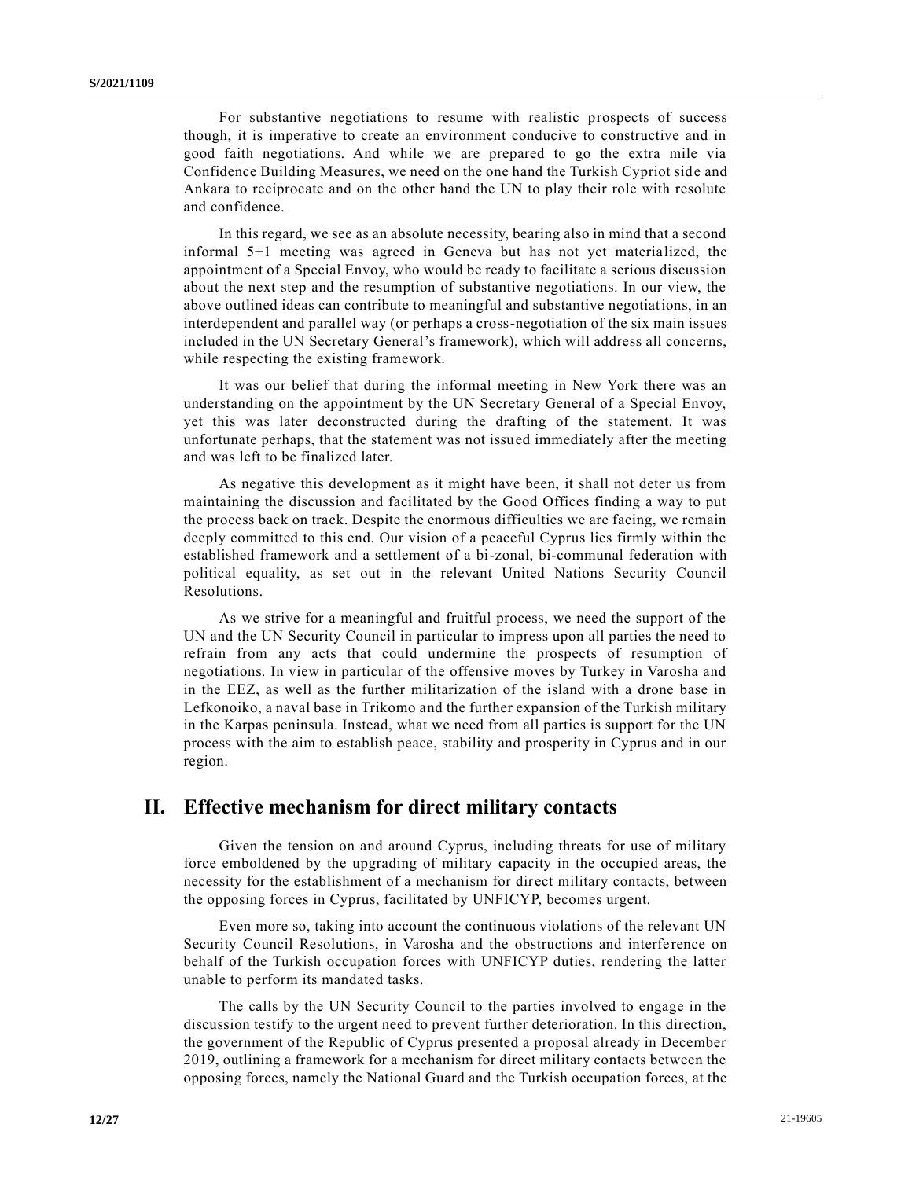For substantive negotiations to resume with realistic prospects of success though, it is imperative to create an environment conducive to constructive and in good faith negotiations. And while we are prepared to go the extra mile via Confidence Building Measures, we need on the one hand the Turkish Cypriot side and Ankara to reciprocate and on the other hand the UN to play their role with resolute and confidence.

In this regard, we see as an absolute necessity, bearing also in mind that a second informal 5+1 meeting was agreed in Geneva but has not yet materialized, the appointment of a Special Envoy, who would be ready to facilitate a serious discussion about the next step and the resumption of substantive negotiations. In our view, the above outlined ideas can contribute to meaningful and substantive negotiations, in an interdependent and parallel way (or perhaps a cross-negotiation of the six main issues included in the UN Secretary General's framework), which will address all concerns, while respecting the existing framework.

It was our belief that during the informal meeting in New York there was an understanding on the appointment by the UN Secretary General of a Special Envoy, yet this was later deconstructed during the drafting of the statement. It was unfortunate perhaps, that the statement was not issued immediately after the meeting and was left to be finalized later.

As negative this development as it might have been, it shall not deter us from maintaining the discussion and facilitated by the Good Offices finding a way to put the process back on track. Despite the enormous difficulties we are facing, we remain deeply committed to this end. Our vision of a peaceful Cyprus lies firmly within the established framework and a settlement of a bi-zonal, bi-communal federation with political equality, as set out in the relevant United Nations Security Council Resolutions.

As we strive for a meaningful and fruitful process, we need the support of the UN and the UN Security Council in particular to impress upon all parties the need to refrain from any acts that could undermine the prospects of resumption of negotiations. In view in particular of the offensive moves by Turkey in Varosha and in the EEZ, as well as the further militarization of the island with a drone base in Lefkonoiko, a naval base in Trikomo and the further expansion of the Turkish military in the Karpas peninsula. Instead, what we need from all parties is support for the UN process with the aim to establish peace, stability and prosperity in Cyprus and in our region.

## II. Effective mechanism for direct military contacts

Given the tension on and around Cyprus, including threats for use of military force emboldened by the upgrading of military capacity in the occupied areas, the necessity for the establishment of a mechanism for direct military contacts, between the opposing forces in Cyprus, facilitated by UNFICYP, becomes urgent.

Even more so, taking into account the continuous violations of the relevant UN Security Council Resolutions, in Varosha and the obstructions and interference on behalf of the Turkish occupation forces with UNFICYP duties, rendering the latter unable to perform its mandated tasks.

The calls by the UN Security Council to the parties involved to engage in the discussion testify to the urgent need to prevent further deterioration. In this direction, the government of the Republic of Cyprus presented a proposal already in December 2019, outlining a framework for a mechanism for direct military contacts between the opposing forces, namely the National Guard and the Turkish occupation forces, at the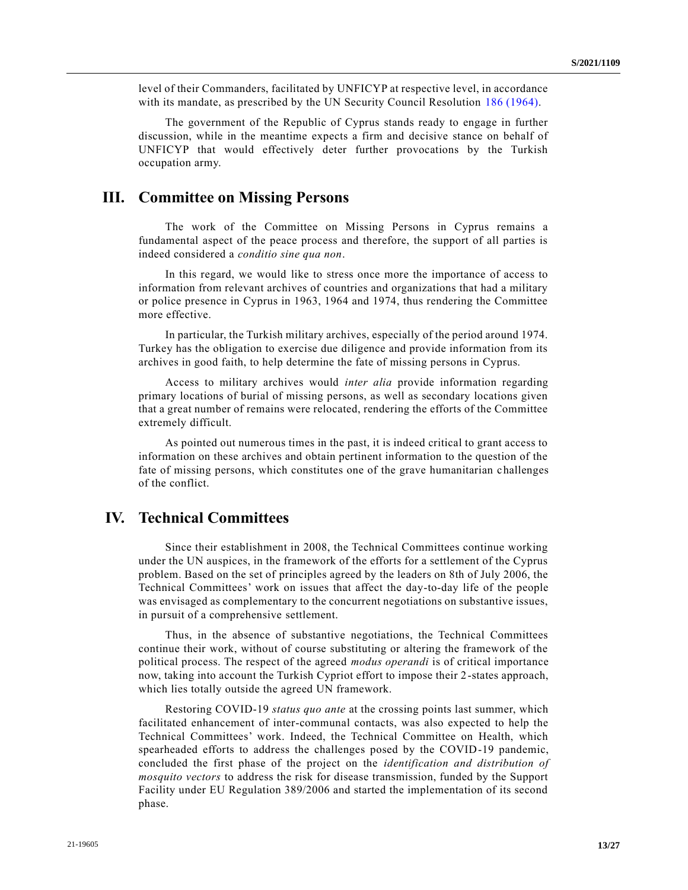level of their Commanders, facilitated by UNFICYP at respective level, in accordance with its mandate, as prescribed by the UN Security Council Resolution 186 (1964).

The government of the Republic of Cyprus stands ready to engage in further discussion, while in the meantime expects a firm and decisive stance on behalf of UNFICYP that would effectively deter further provocations by the Turkish occupation army.

## III. Committee on Missing Persons

The work of the Committee on Missing Persons in Cyprus remains a fundamental aspect of the peace process and therefore, the support of all parties is indeed considered a *conditio sine qua non*.

In this regard, we would like to stress once more the importance of access to information from relevant archives of countries and organizations that had a military or police presence in Cyprus in 1963, 1964 and 1974, thus rendering the Committee more effective.

In particular, the Turkish military archives, especially of the period around 1974. Turkey has the obligation to exercise due diligence and provide information from its archives in good faith, to help determine the fate of missing persons in Cyprus.

Access to military archives would *inter alia* provide information regarding primary locations of burial of missing persons, as well as secondary locations given that a great number of remains were relocated, rendering the efforts of the Committee extremely difficult.

As pointed out numerous times in the past, it is indeed critical to grant access to information on these archives and obtain pertinent information to the question of the fate of missing persons, which constitutes one of the grave humanitarian challenges of the conflict.

## IV. Technical Committees

Since their establishment in 2008, the Technical Committees continue working under the UN auspices, in the framework of the efforts for a settlement of the Cyprus problem. Based on the set of principles agreed by the leaders on 8th of July 2006, the Technical Committees' work on issues that affect the day-to-day life of the people was envisaged as complementary to the concurrent negotiations on substantive issues, in pursuit of a comprehensive settlement.

Thus, in the absence of substantive negotiations, the Technical Committees continue their work, without of course substituting or altering the framework of the political process. The respect of the agreed *modus operandi* is of critical importance now, taking into account the Turkish Cypriot effort to impose their 2-states approach, which lies totally outside the agreed UN framework.

Restoring COVID-19 *status quo ante* at the crossing points last summer, which facilitated enhancement of inter-communal contacts, was also expected to help the Technical Committees' work. Indeed, the Technical Committee on Health, which spearheaded efforts to address the challenges posed by the COVID-19 pandemic, concluded the first phase of the project on the *identification and distribution of mosquito vectors* to address the risk for disease transmission, funded by the Support Facility under EU Regulation 389/2006 and started the implementation of its second phase.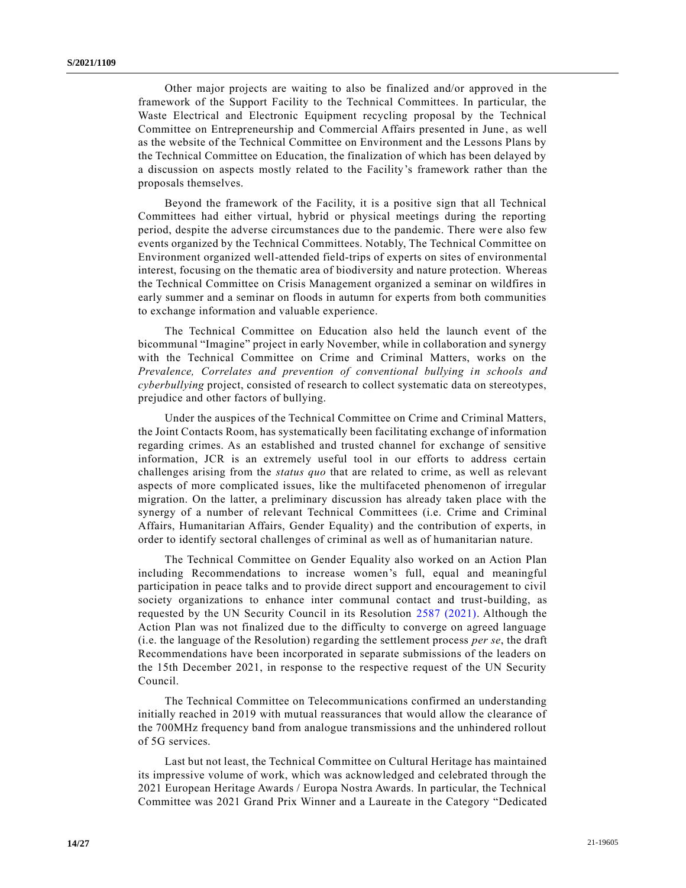Other major projects are waiting to also be finalized and/or approved in the framework of the Support Facility to the Technical Committees. In particular, the Waste Electrical and Electronic Equipment recycling proposal by the Technical Committee on Entrepreneurship and Commercial Affairs presented in June, as well as the website of the Technical Committee on Environment and the Lessons Plans by the Technical Committee on Education, the finalization of which has been delayed by a discussion on aspects mostly related to the Facility's framework rather than the proposals themselves.

Beyond the framework of the Facility, it is a positive sign that all Technical Committees had either virtual, hybrid or physical meetings during the reporting period, despite the adverse circumstances due to the pandemic. There were also few events organized by the Technical Committees. Notably, The Technical Committee on Environment organized well-attended field-trips of experts on sites of environmental interest, focusing on the thematic area of biodiversity and nature protection. Whereas the Technical Committee on Crisis Management organized a seminar on wildfires in early summer and a seminar on floods in autumn for experts from both communities to exchange information and valuable experience.

The Technical Committee on Education also held the launch event of the bicommunal "Imagine" project in early November, while in collaboration and synergy with the Technical Committee on Crime and Criminal Matters, works on the *Prevalence, Correlates and prevention of conventional bullying in schools and cyberbullying* project, consisted of research to collect systematic data on stereotypes, prejudice and other factors of bullying.

Under the auspices of the Technical Committee on Crime and Criminal Matters, the Joint Contacts Room, has systematically been facilitating exchange of information regarding crimes. As an established and trusted channel for exchange of sensitive information, JCR is an extremely useful tool in our efforts to address certain challenges arising from the *status quo* that are related to crime, as well as relevant aspects of more complicated issues, like the multifaceted phenomenon of irregular migration. On the latter, a preliminary discussion has already taken place with the synergy of a number of relevant Technical Committees (i.e. Crime and Criminal Affairs, Humanitarian Affairs, Gender Equality) and the contribution of experts, in order to identify sectoral challenges of criminal as well as of humanitarian nature.

The Technical Committee on Gender Equality also worked on an Action Plan including Recommendations to increase women's full, equal and meaningful participation in peace talks and to provide direct support and encouragement to civil society organizations to enhance inter communal contact and trust-building, as requested by the UN Security Council in its Resolution 2587 (2021). Although the Action Plan was not finalized due to the difficulty to converge on agreed language (i.e. the language of the Resolution) regarding the settlement process *per se*, the draft Recommendations have been incorporated in separate submissions of the leaders on the 15th December 2021, in response to the respective request of the UN Security Council.

The Technical Committee on Telecommunications confirmed an understanding initially reached in 2019 with mutual reassurances that would allow the clearance of the 700MHz frequency band from analogue transmissions and the unhindered rollout of 5G services.

Last but not least, the Technical Committee on Cultural Heritage has maintained its impressive volume of work, which was acknowledged and celebrated through the 2021 European Heritage Awards / Europa Nostra Awards. In particular, the Technical Committee was 2021 Grand Prix Winner and a Laureate in the Category "Dedicated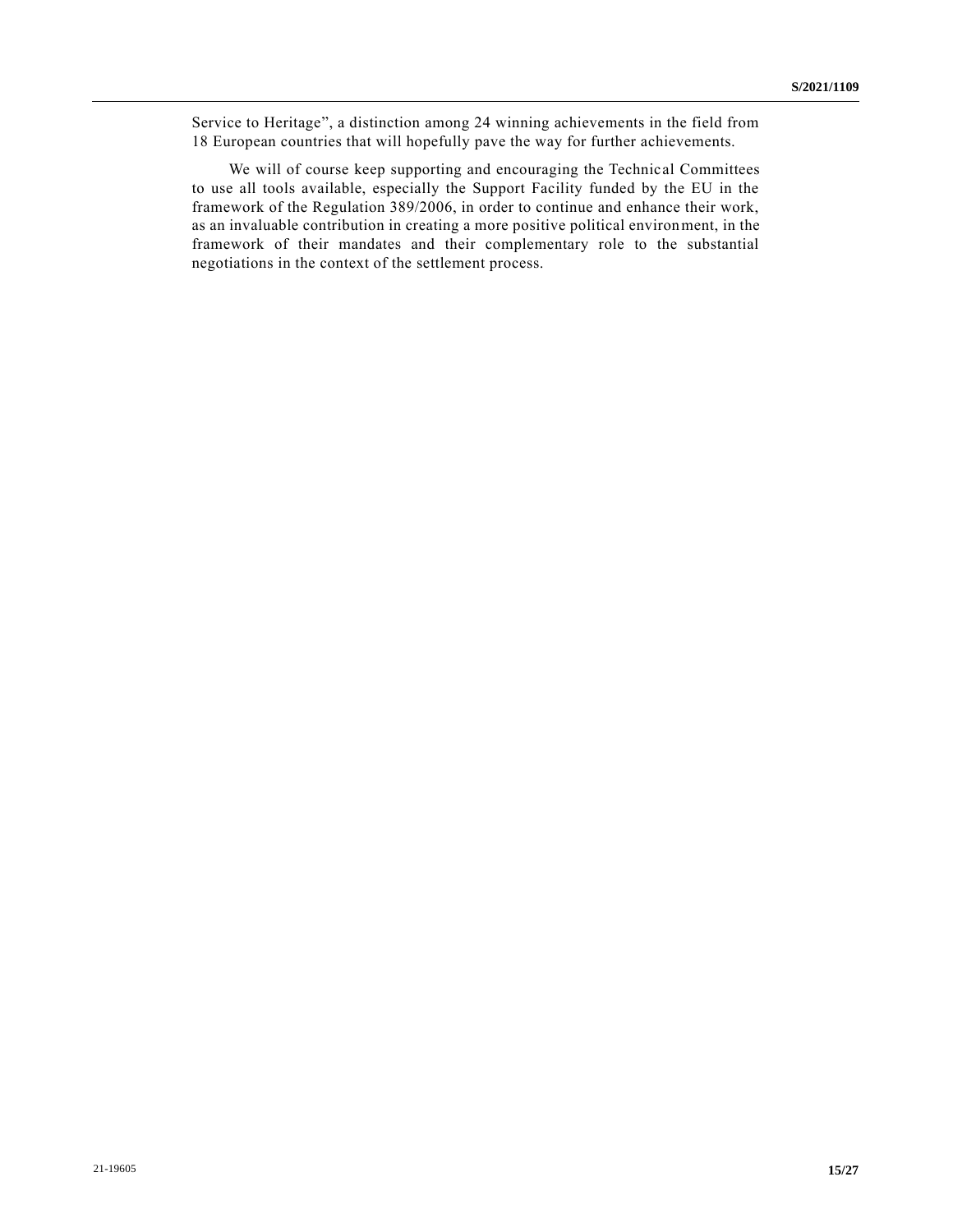Service to Heritage", a distinction among 24 winning achievements in the field from 18 European countries that will hopefully pave the way for further achievements.

We will of course keep supporting and encouraging the Technical Committees to use all tools available, especially the Support Facility funded by the EU in the framework of the Regulation 389/2006, in order to continue and enhance their work, as an invaluable contribution in creating a more positive political environment, in the framework of their mandates and their complementary role to the substantial negotiations in the context of the settlement process.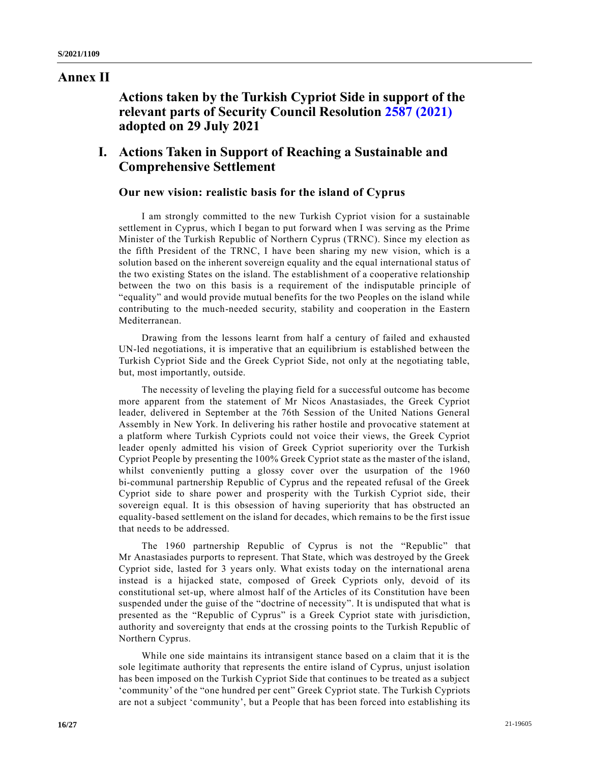# Annex II

## Actions taken by the Turkish Cypriot Side in support of the relevant parts of Security Council Resolution 2587 (2021) adopted on 29 July 2021

## I. Actions Taken in Support of Reaching a Sustainable and Comprehensive Settlement

### Our new vision: realistic basis for the island of Cyprus

I am strongly committed to the new Turkish Cypriot vision for a sustainable settlement in Cyprus, which I began to put forward when I was serving as the Prime Minister of the Turkish Republic of Northern Cyprus (TRNC). Since my election as the fifth President of the TRNC, I have been sharing my new vision, which is a solution based on the inherent sovereign equality and the equal international status of the two existing States on the island. The establishment of a cooperative relationship between the two on this basis is a requirement of the indisputable principle of "equality" and would provide mutual benefits for the two Peoples on the island while contributing to the much-needed security, stability and cooperation in the Eastern Mediterranean.

Drawing from the lessons learnt from half a century of failed and exhausted UN-led negotiations, it is imperative that an equilibrium is established between the Turkish Cypriot Side and the Greek Cypriot Side, not only at the negotiating table, but, most importantly, outside.

The necessity of leveling the playing field for a successful outcome has become more apparent from the statement of Mr Nicos Anastasiades, the Greek Cypriot leader, delivered in September at the 76th Session of the United Nations General Assembly in New York. In delivering his rather hostile and provocative statement at a platform where Turkish Cypriots could not voice their views, the Greek Cypriot leader openly admitted his vision of Greek Cypriot superiority over the Turkish Cypriot People by presenting the 100% Greek Cypriot state as the master of the island, whilst conveniently putting a glossy cover over the usurpation of the 1960 bi-communal partnership Republic of Cyprus and the repeated refusal of the Greek Cypriot side to share power and prosperity with the Turkish Cypriot side, their sovereign equal. It is this obsession of having superiority that has obstructed an equality-based settlement on the island for decades, which remains to be the first issue that needs to be addressed.

The 1960 partnership Republic of Cyprus is not the "Republic" that Mr Anastasiades purports to represent. That State, which was destroyed by the Greek Cypriot side, lasted for 3 years only. What exists today on the international arena instead is a hijacked state, composed of Greek Cypriots only, devoid of its constitutional set-up, where almost half of the Articles of its Constitution have been suspended under the guise of the "doctrine of necessity". It is undisputed that what is presented as the "Republic of Cyprus" is a Greek Cypriot state with jurisdiction, authority and sovereignty that ends at the crossing points to the Turkish Republic of Northern Cyprus.

While one side maintains its intransigent stance based on a claim that it is the sole legitimate authority that represents the entire island of Cyprus, unjust isolation has been imposed on the Turkish Cypriot Side that continues to be treated as a subject 'community' of the "one hundred per cent" Greek Cypriot state. The Turkish Cypriots are not a subject 'community', but a People that has been forced into establishing its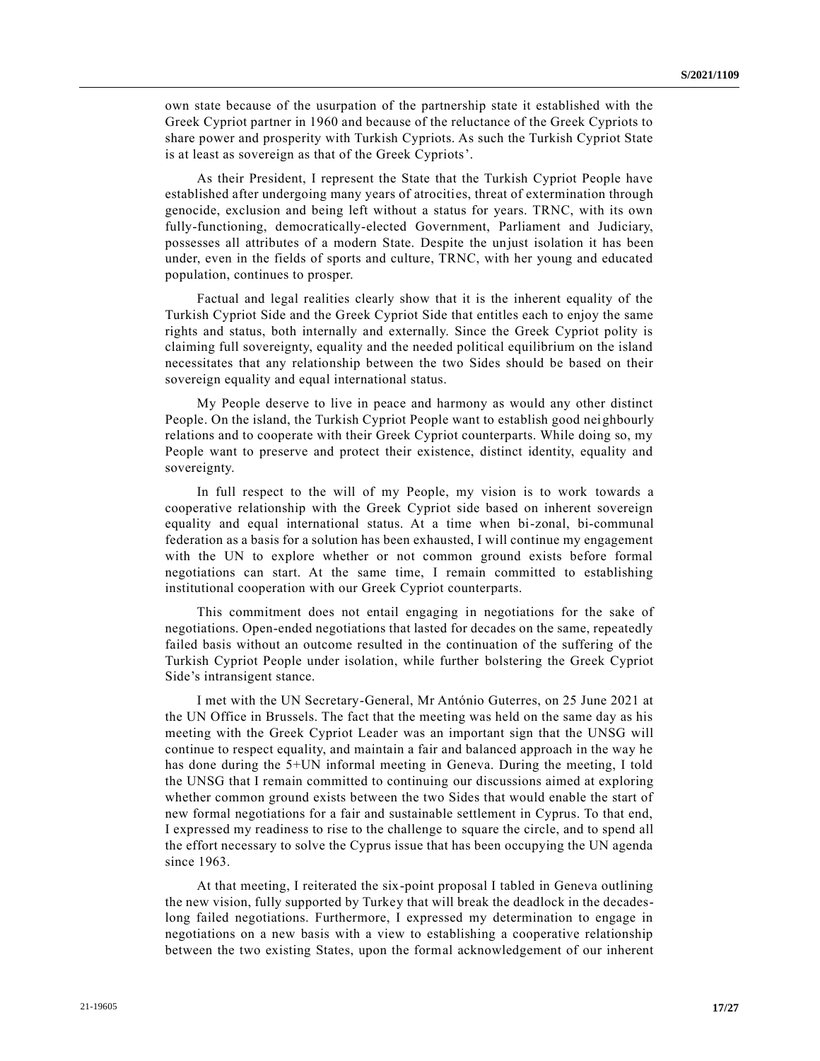own state because of the usurpation of the partnership state it established with the Greek Cypriot partner in 1960 and because of the reluctance of the Greek Cypriots to share power and prosperity with Turkish Cypriots. As such the Turkish Cypriot State is at least as sovereign as that of the Greek Cypriots'.

As their President, I represent the State that the Turkish Cypriot People have established after undergoing many years of atrocities, threat of extermination through genocide, exclusion and being left without a status for years. TRNC, with its own fully-functioning, democratically-elected Government, Parliament and Judiciary, possesses all attributes of a modern State. Despite the unjust isolation it has been under, even in the fields of sports and culture, TRNC, with her young and educated population, continues to prosper.

Factual and legal realities clearly show that it is the inherent equality of the Turkish Cypriot Side and the Greek Cypriot Side that entitles each to enjoy the same rights and status, both internally and externally. Since the Greek Cypriot polity is claiming full sovereignty, equality and the needed political equilibrium on the island necessitates that any relationship between the two Sides should be based on their sovereign equality and equal international status.

My People deserve to live in peace and harmony as would any other distinct People. On the island, the Turkish Cypriot People want to establish good neighbourly relations and to cooperate with their Greek Cypriot counterparts. While doing so, my People want to preserve and protect their existence, distinct identity, equality and sovereignty.

In full respect to the will of my People, my vision is to work towards a cooperative relationship with the Greek Cypriot side based on inherent sovereign equality and equal international status. At a time when bi-zonal, bi-communal federation as a basis for a solution has been exhausted, I will continue my engagement with the UN to explore whether or not common ground exists before formal negotiations can start. At the same time, I remain committed to establishing institutional cooperation with our Greek Cypriot counterparts.

This commitment does not entail engaging in negotiations for the sake of negotiations. Open-ended negotiations that lasted for decades on the same, repeatedly failed basis without an outcome resulted in the continuation of the suffering of the Turkish Cypriot People under isolation, while further bolstering the Greek Cypriot Side's intransigent stance.

I met with the UN Secretary-General, Mr António Guterres, on 25 June 2021 at the UN Office in Brussels. The fact that the meeting was held on the same day as his meeting with the Greek Cypriot Leader was an important sign that the UNSG will continue to respect equality, and maintain a fair and balanced approach in the way he has done during the 5+UN informal meeting in Geneva. During the meeting, I told the UNSG that I remain committed to continuing our discussions aimed at exploring whether common ground exists between the two Sides that would enable the start of new formal negotiations for a fair and sustainable settlement in Cyprus. To that end, I expressed my readiness to rise to the challenge to square the circle, and to spend all the effort necessary to solve the Cyprus issue that has been occupying the UN agenda since 1963.

At that meeting, I reiterated the six-point proposal I tabled in Geneva outlining the new vision, fully supported by Turkey that will break the deadlock in the decades-long failed negotiations. Furthermore, I expressed my determination to engage in negotiations on a new basis with a view to establishing a cooperative relationship between the two existing States, upon the formal acknowledgement of our inherent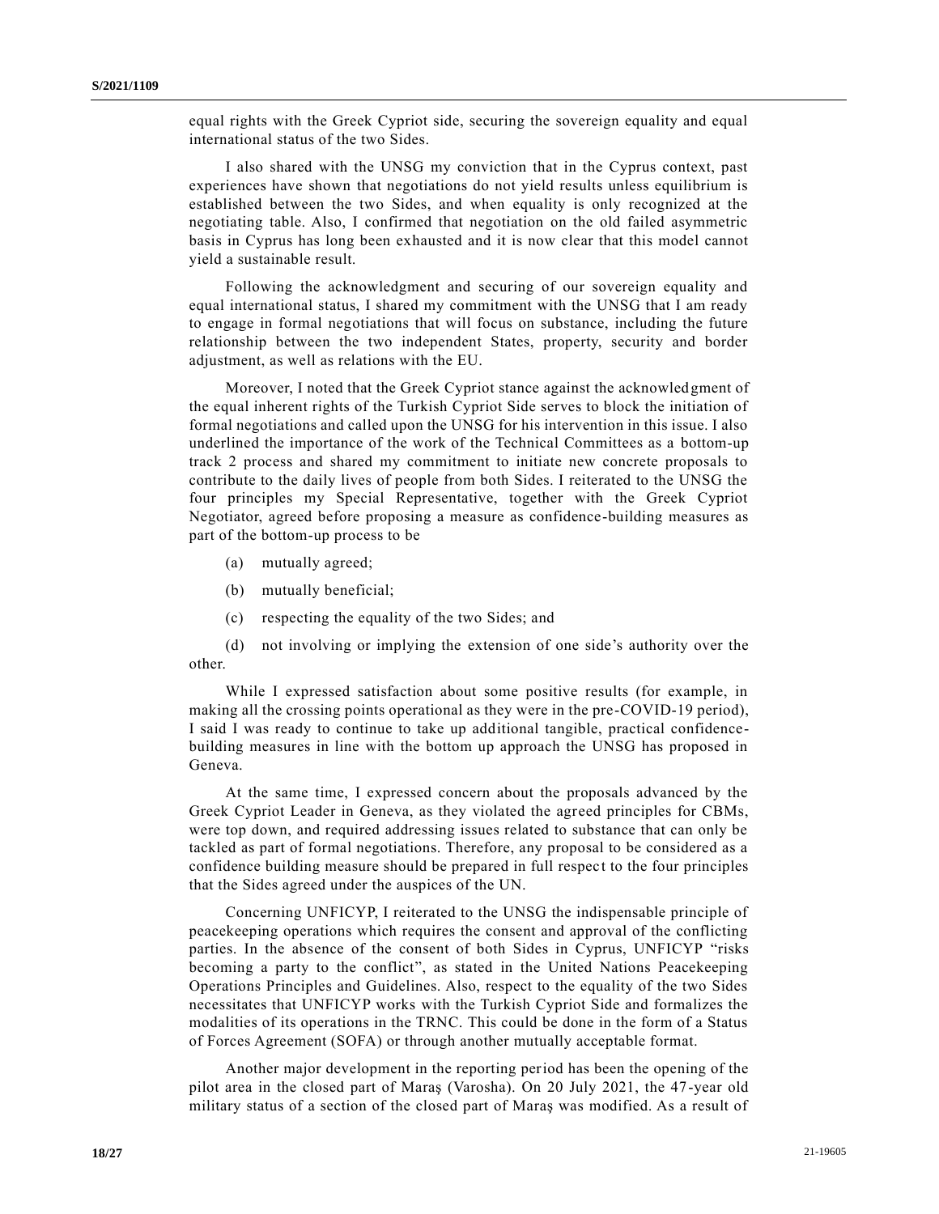equal rights with the Greek Cypriot side, securing the sovereign equality and equal international status of the two Sides.

I also shared with the UNSG my conviction that in the Cyprus context, past experiences have shown that negotiations do not yield results unless equilibrium is established between the two Sides, and when equality is only recognized at the negotiating table. Also, I confirmed that negotiation on the old failed asymmetric basis in Cyprus has long been exhausted and it is now clear that this model cannot yield a sustainable result.

Following the acknowledgment and securing of our sovereign equality and equal international status, I shared my commitment with the UNSG that I am ready to engage in formal negotiations that will focus on substance, including the future relationship between the two independent States, property, security and border adjustment, as well as relations with the EU.

Moreover, I noted that the Greek Cypriot stance against the acknowledgment of the equal inherent rights of the Turkish Cypriot Side serves to block the initiation of formal negotiations and called upon the UNSG for his intervention in this issue. I also underlined the importance of the work of the Technical Committees as a bottom-up track 2 process and shared my commitment to initiate new concrete proposals to contribute to the daily lives of people from both Sides. I reiterated to the UNSG the four principles my Special Representative, together with the Greek Cypriot Negotiator, agreed before proposing a measure as confidence-building measures as part of the bottom-up process to be

(a) mutually agreed;

(b) mutually beneficial;

(c) respecting the equality of the two Sides; and

(d) not involving or implying the extension of one side's authority over the other.

While I expressed satisfaction about some positive results (for example, in making all the crossing points operational as they were in the pre-COVID-19 period), I said I was ready to continue to take up additional tangible, practical confidence-building measures in line with the bottom up approach the UNSG has proposed in Geneva.

At the same time, I expressed concern about the proposals advanced by the Greek Cypriot Leader in Geneva, as they violated the agreed principles for CBMs, were top down, and required addressing issues related to substance that can only be tackled as part of formal negotiations. Therefore, any proposal to be considered as a confidence building measure should be prepared in full respect to the four principles that the Sides agreed under the auspices of the UN.

Concerning UNFICYP, I reiterated to the UNSG the indispensable principle of peacekeeping operations which requires the consent and approval of the conflicting parties. In the absence of the consent of both Sides in Cyprus, UNFICYP "risks becoming a party to the conflict", as stated in the United Nations Peacekeeping Operations Principles and Guidelines. Also, respect to the equality of the two Sides necessitates that UNFICYP works with the Turkish Cypriot Side and formalizes the modalities of its operations in the TRNC. This could be done in the form of a Status of Forces Agreement (SOFA) or through another mutually acceptable format.

Another major development in the reporting period has been the opening of the pilot area in the closed part of Maraş (Varosha). On 20 July 2021, the 47-year old military status of a section of the closed part of Maraş was modified. As a result of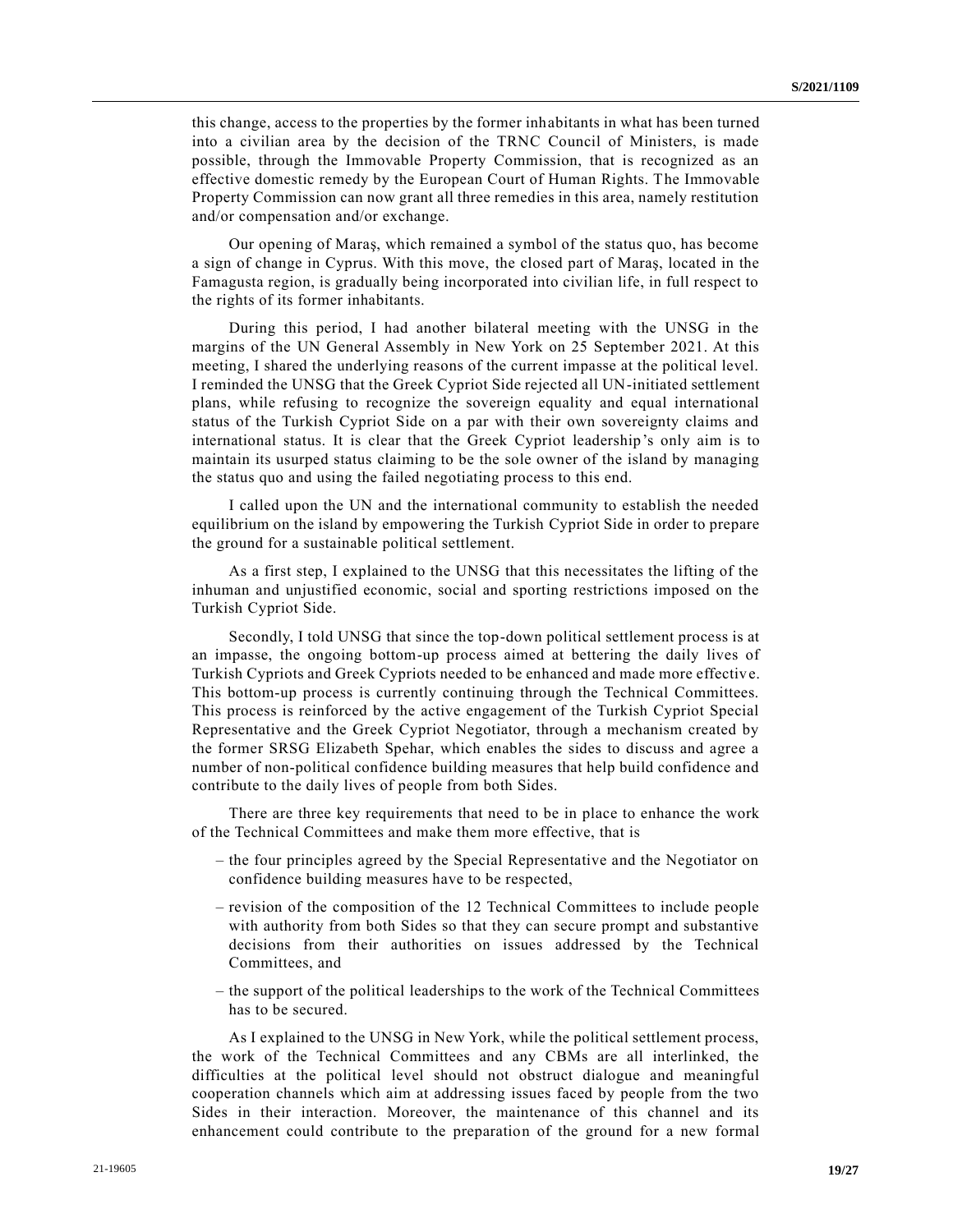this change, access to the properties by the former inhabitants in what has been turned into a civilian area by the decision of the TRNC Council of Ministers, is made possible, through the Immovable Property Commission, that is recognized as an effective domestic remedy by the European Court of Human Rights. The Immovable Property Commission can now grant all three remedies in this area, namely restitution and/or compensation and/or exchange.

Our opening of Maraş, which remained a symbol of the status quo, has become a sign of change in Cyprus. With this move, the closed part of Maraş, located in the Famagusta region, is gradually being incorporated into civilian life, in full respect to the rights of its former inhabitants.

During this period, I had another bilateral meeting with the UNSG in the margins of the UN General Assembly in New York on 25 September 2021. At this meeting, I shared the underlying reasons of the current impasse at the political level. I reminded the UNSG that the Greek Cypriot Side rejected all UN-initiated settlement plans, while refusing to recognize the sovereign equality and equal international status of the Turkish Cypriot Side on a par with their own sovereignty claims and international status. It is clear that the Greek Cypriot leadership's only aim is to maintain its usurped status claiming to be the sole owner of the island by managing the status quo and using the failed negotiating process to this end.

I called upon the UN and the international community to establish the needed equilibrium on the island by empowering the Turkish Cypriot Side in order to prepare the ground for a sustainable political settlement.

As a first step, I explained to the UNSG that this necessitates the lifting of the inhuman and unjustified economic, social and sporting restrictions imposed on the Turkish Cypriot Side.

Secondly, I told UNSG that since the top-down political settlement process is at an impasse, the ongoing bottom-up process aimed at bettering the daily lives of Turkish Cypriots and Greek Cypriots needed to be enhanced and made more effective. This bottom-up process is currently continuing through the Technical Committees. This process is reinforced by the active engagement of the Turkish Cypriot Special Representative and the Greek Cypriot Negotiator, through a mechanism created by the former SRSG Elizabeth Spehar, which enables the sides to discuss and agree a number of non-political confidence building measures that help build confidence and contribute to the daily lives of people from both Sides.

There are three key requirements that need to be in place to enhance the work of the Technical Committees and make them more effective, that is

- the four principles agreed by the Special Representative and the Negotiator on confidence building measures have to be respected,
- revision of the composition of the 12 Technical Committees to include people with authority from both Sides so that they can secure prompt and substantive decisions from their authorities on issues addressed by the Technical Committees, and
- the support of the political leaderships to the work of the Technical Committees has to be secured.

As I explained to the UNSG in New York, while the political settlement process, the work of the Technical Committees and any CBMs are all interlinked, the difficulties at the political level should not obstruct dialogue and meaningful cooperation channels which aim at addressing issues faced by people from the two Sides in their interaction. Moreover, the maintenance of this channel and its enhancement could contribute to the preparation of the ground for a new formal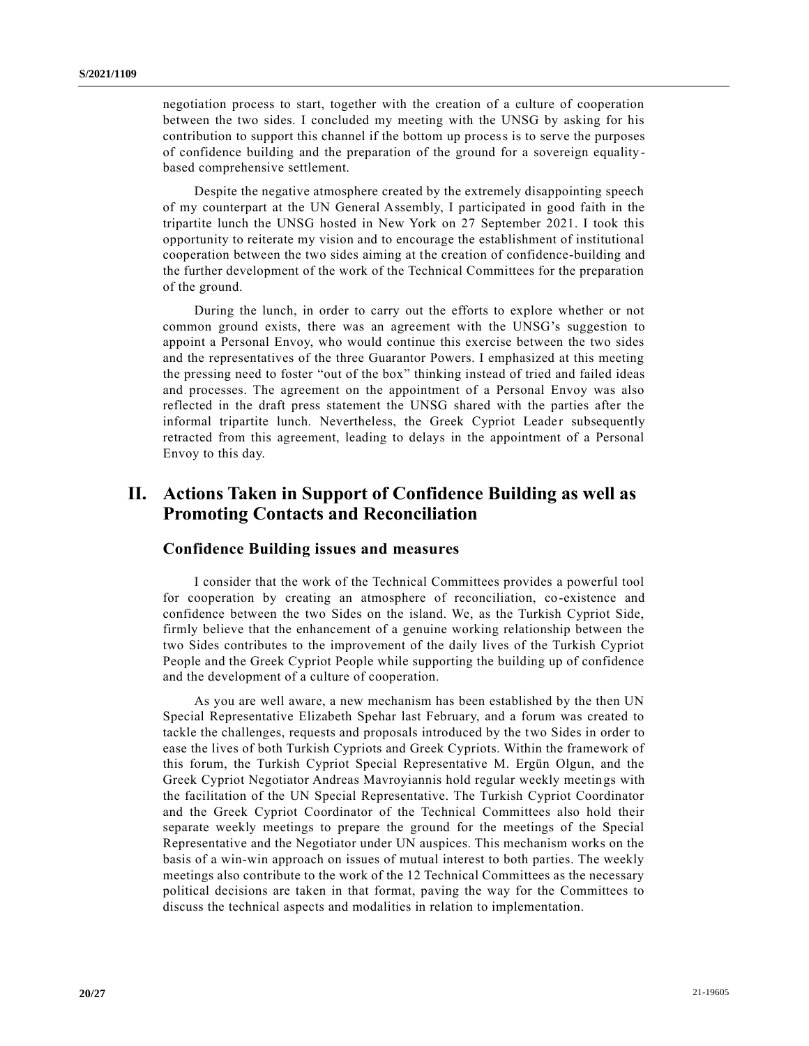negotiation process to start, together with the creation of a culture of cooperation between the two sides. I concluded my meeting with the UNSG by asking for his contribution to support this channel if the bottom up process is to serve the purposes of confidence building and the preparation of the ground for a sovereign equality-based comprehensive settlement.

Despite the negative atmosphere created by the extremely disappointing speech of my counterpart at the UN General Assembly, I participated in good faith in the tripartite lunch the UNSG hosted in New York on 27 September 2021. I took this opportunity to reiterate my vision and to encourage the establishment of institutional cooperation between the two sides aiming at the creation of confidence-building and the further development of the work of the Technical Committees for the preparation of the ground.

During the lunch, in order to carry out the efforts to explore whether or not common ground exists, there was an agreement with the UNSG's suggestion to appoint a Personal Envoy, who would continue this exercise between the two sides and the representatives of the three Guarantor Powers. I emphasized at this meeting the pressing need to foster "out of the box" thinking instead of tried and failed ideas and processes. The agreement on the appointment of a Personal Envoy was also reflected in the draft press statement the UNSG shared with the parties after the informal tripartite lunch. Nevertheless, the Greek Cypriot Leader subsequently retracted from this agreement, leading to delays in the appointment of a Personal Envoy to this day.

# II. Actions Taken in Support of Confidence Building as well as Promoting Contacts and Reconciliation

## Confidence Building issues and measures

I consider that the work of the Technical Committees provides a powerful tool for cooperation by creating an atmosphere of reconciliation, co-existence and confidence between the two Sides on the island. We, as the Turkish Cypriot Side, firmly believe that the enhancement of a genuine working relationship between the two Sides contributes to the improvement of the daily lives of the Turkish Cypriot People and the Greek Cypriot People while supporting the building up of confidence and the development of a culture of cooperation.

As you are well aware, a new mechanism has been established by the then UN Special Representative Elizabeth Spehar last February, and a forum was created to tackle the challenges, requests and proposals introduced by the two Sides in order to ease the lives of both Turkish Cypriots and Greek Cypriots. Within the framework of this forum, the Turkish Cypriot Special Representative M. Ergün Olgun, and the Greek Cypriot Negotiator Andreas Mavroyiannis hold regular weekly meetings with the facilitation of the UN Special Representative. The Turkish Cypriot Coordinator and the Greek Cypriot Coordinator of the Technical Committees also hold their separate weekly meetings to prepare the ground for the meetings of the Special Representative and the Negotiator under UN auspices. This mechanism works on the basis of a win-win approach on issues of mutual interest to both parties. The weekly meetings also contribute to the work of the 12 Technical Committees as the necessary political decisions are taken in that format, paving the way for the Committees to discuss the technical aspects and modalities in relation to implementation.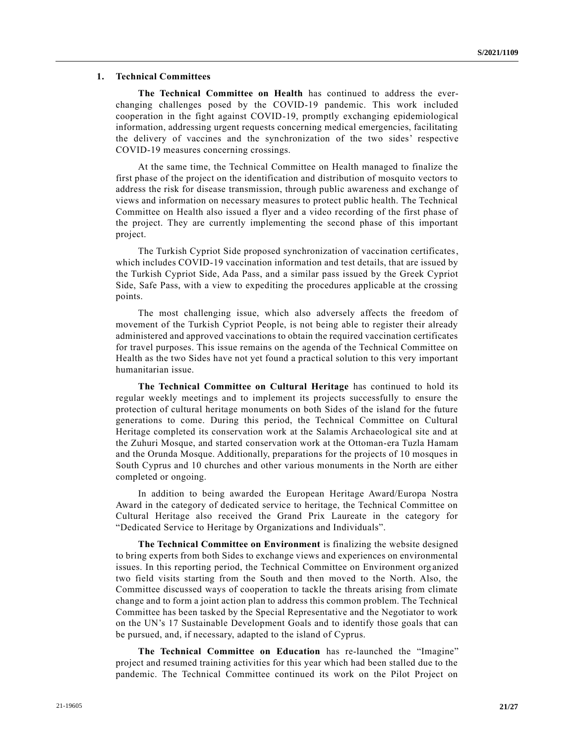### 1. Technical Committees

**The Technical Committee on Health** has continued to address the ever-changing challenges posed by the COVID-19 pandemic. This work included cooperation in the fight against COVID-19, promptly exchanging epidemiological information, addressing urgent requests concerning medical emergencies, facilitating the delivery of vaccines and the synchronization of the two sides' respective COVID-19 measures concerning crossings.

At the same time, the Technical Committee on Health managed to finalize the first phase of the project on the identification and distribution of mosquito vectors to address the risk for disease transmission, through public awareness and exchange of views and information on necessary measures to protect public health. The Technical Committee on Health also issued a flyer and a video recording of the first phase of the project. They are currently implementing the second phase of this important project.

The Turkish Cypriot Side proposed synchronization of vaccination certificates, which includes COVID-19 vaccination information and test details, that are issued by the Turkish Cypriot Side, Ada Pass, and a similar pass issued by the Greek Cypriot Side, Safe Pass, with a view to expediting the procedures applicable at the crossing points.

The most challenging issue, which also adversely affects the freedom of movement of the Turkish Cypriot People, is not being able to register their already administered and approved vaccinations to obtain the required vaccination certificates for travel purposes. This issue remains on the agenda of the Technical Committee on Health as the two Sides have not yet found a practical solution to this very important humanitarian issue.

**The Technical Committee on Cultural Heritage** has continued to hold its regular weekly meetings and to implement its projects successfully to ensure the protection of cultural heritage monuments on both Sides of the island for the future generations to come. During this period, the Technical Committee on Cultural Heritage completed its conservation work at the Salamis Archaeological site and at the Zuhuri Mosque, and started conservation work at the Ottoman-era Tuzla Hamam and the Orunda Mosque. Additionally, preparations for the projects of 10 mosques in South Cyprus and 10 churches and other various monuments in the North are either completed or ongoing.

In addition to being awarded the European Heritage Award/Europa Nostra Award in the category of dedicated service to heritage, the Technical Committee on Cultural Heritage also received the Grand Prix Laureate in the category for "Dedicated Service to Heritage by Organizations and Individuals".

**The Technical Committee on Environment** is finalizing the website designed to bring experts from both Sides to exchange views and experiences on environmental issues. In this reporting period, the Technical Committee on Environment organized two field visits starting from the South and then moved to the North. Also, the Committee discussed ways of cooperation to tackle the threats arising from climate change and to form a joint action plan to address this common problem. The Technical Committee has been tasked by the Special Representative and the Negotiator to work on the UN's 17 Sustainable Development Goals and to identify those goals that can be pursued, and, if necessary, adapted to the island of Cyprus.

**The Technical Committee on Education** has re-launched the "Imagine" project and resumed training activities for this year which had been stalled due to the pandemic. The Technical Committee continued its work on the Pilot Project on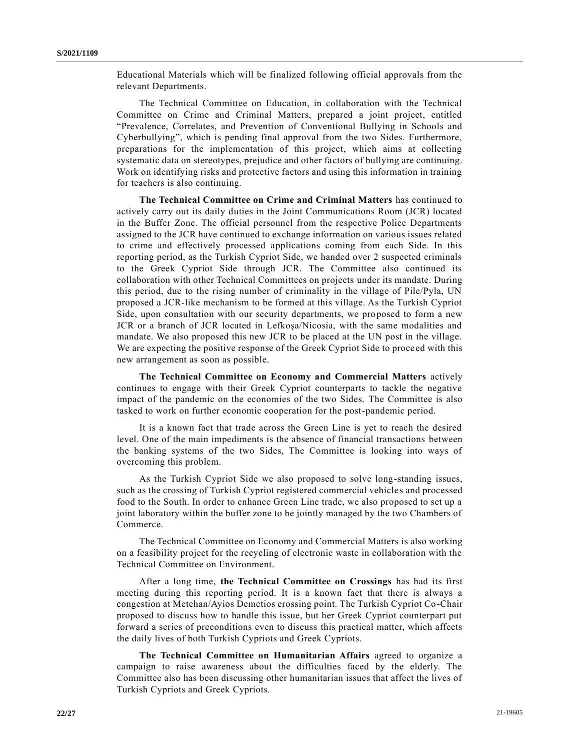Educational Materials which will be finalized following official approvals from the relevant Departments.

The Technical Committee on Education, in collaboration with the Technical Committee on Crime and Criminal Matters, prepared a joint project, entitled "Prevalence, Correlates, and Prevention of Conventional Bullying in Schools and Cyberbullying", which is pending final approval from the two Sides. Furthermore, preparations for the implementation of this project, which aims at collecting systematic data on stereotypes, prejudice and other factors of bullying are continuing. Work on identifying risks and protective factors and using this information in training for teachers is also continuing.

**The Technical Committee on Crime and Criminal Matters** has continued to actively carry out its daily duties in the Joint Communications Room (JCR) located in the Buffer Zone. The official personnel from the respective Police Departments assigned to the JCR have continued to exchange information on various issues related to crime and effectively processed applications coming from each Side. In this reporting period, as the Turkish Cypriot Side, we handed over 2 suspected criminals to the Greek Cypriot Side through JCR. The Committee also continued its collaboration with other Technical Committees on projects under its mandate. During this period, due to the rising number of criminality in the village of Pile/Pyla, UN proposed a JCR-like mechanism to be formed at this village. As the Turkish Cypriot Side, upon consultation with our security departments, we proposed to form a new JCR or a branch of JCR located in Lefkoşa/Nicosia, with the same modalities and mandate. We also proposed this new JCR to be placed at the UN post in the village. We are expecting the positive response of the Greek Cypriot Side to proceed with this new arrangement as soon as possible.

**The Technical Committee on Economy and Commercial Matters** actively continues to engage with their Greek Cypriot counterparts to tackle the negative impact of the pandemic on the economies of the two Sides. The Committee is also tasked to work on further economic cooperation for the post-pandemic period.

It is a known fact that trade across the Green Line is yet to reach the desired level. One of the main impediments is the absence of financial transactions between the banking systems of the two Sides, The Committee is looking into ways of overcoming this problem.

As the Turkish Cypriot Side we also proposed to solve long-standing issues, such as the crossing of Turkish Cypriot registered commercial vehicles and processed food to the South. In order to enhance Green Line trade, we also proposed to set up a joint laboratory within the buffer zone to be jointly managed by the two Chambers of Commerce.

The Technical Committee on Economy and Commercial Matters is also working on a feasibility project for the recycling of electronic waste in collaboration with the Technical Committee on Environment.

After a long time, **the Technical Committee on Crossings** has had its first meeting during this reporting period. It is a known fact that there is always a congestion at Metehan/Ayios Demetios crossing point. The Turkish Cypriot Co-Chair proposed to discuss how to handle this issue, but her Greek Cypriot counterpart put forward a series of preconditions even to discuss this practical matter, which affects the daily lives of both Turkish Cypriots and Greek Cypriots.

**The Technical Committee on Humanitarian Affairs** agreed to organize a campaign to raise awareness about the difficulties faced by the elderly. The Committee also has been discussing other humanitarian issues that affect the lives of Turkish Cypriots and Greek Cypriots.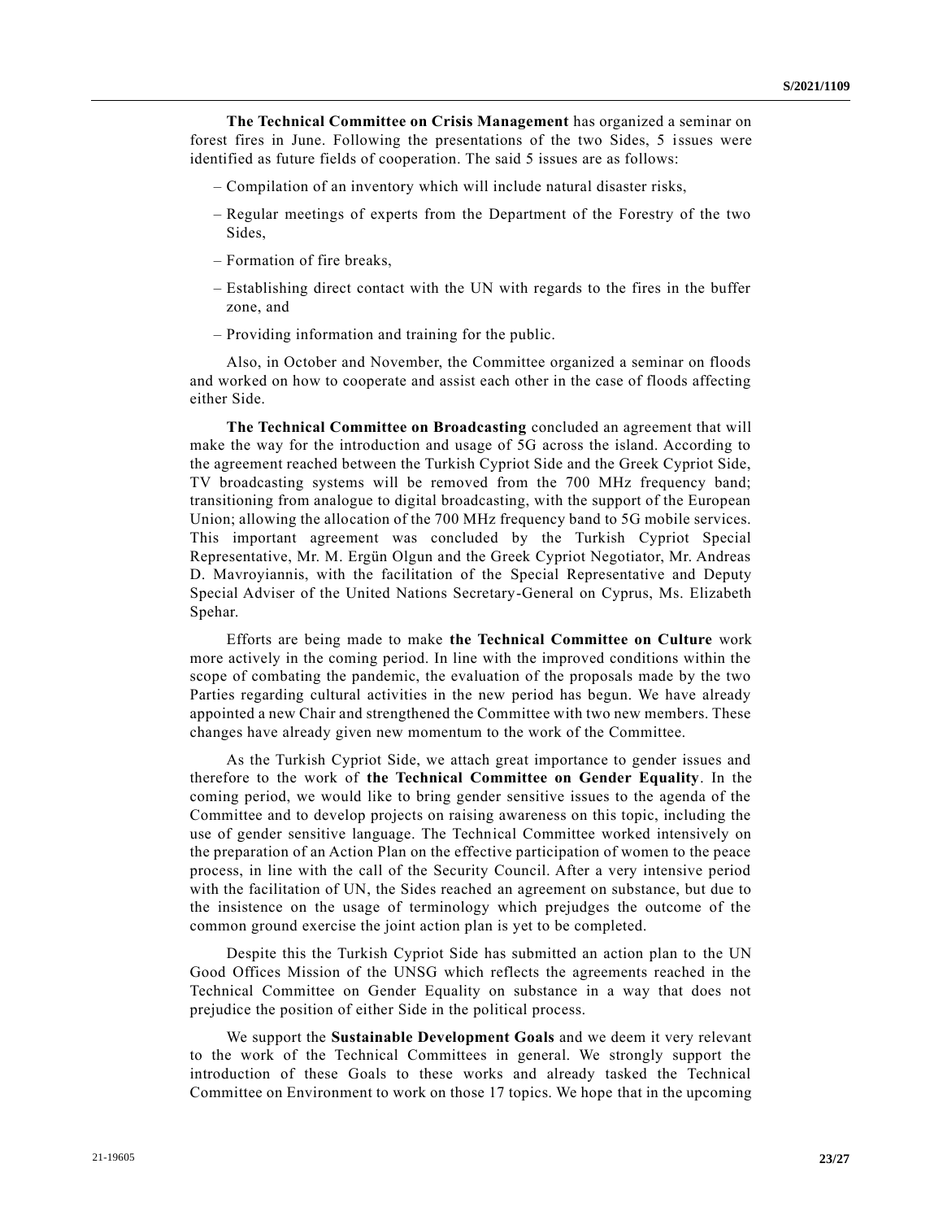**The Technical Committee on Crisis Management** has organized a seminar on forest fires in June. Following the presentations of the two Sides, 5 issues were identified as future fields of cooperation. The said 5 issues are as follows:

- Compilation of an inventory which will include natural disaster risks,
- Regular meetings of experts from the Department of the Forestry of the two Sides,
- Formation of fire breaks,
- Establishing direct contact with the UN with regards to the fires in the buffer zone, and
- Providing information and training for the public.

Also, in October and November, the Committee organized a seminar on floods and worked on how to cooperate and assist each other in the case of floods affecting either Side.

**The Technical Committee on Broadcasting** concluded an agreement that will make the way for the introduction and usage of 5G across the island. According to the agreement reached between the Turkish Cypriot Side and the Greek Cypriot Side, TV broadcasting systems will be removed from the 700 MHz frequency band; transitioning from analogue to digital broadcasting, with the support of the European Union; allowing the allocation of the 700 MHz frequency band to 5G mobile services. This important agreement was concluded by the Turkish Cypriot Special Representative, Mr. M. Ergün Olgun and the Greek Cypriot Negotiator, Mr. Andreas D. Mavroyiannis, with the facilitation of the Special Representative and Deputy Special Adviser of the United Nations Secretary-General on Cyprus, Ms. Elizabeth Spehar.

Efforts are being made to make **the Technical Committee on Culture** work more actively in the coming period. In line with the improved conditions within the scope of combating the pandemic, the evaluation of the proposals made by the two Parties regarding cultural activities in the new period has begun. We have already appointed a new Chair and strengthened the Committee with two new members. These changes have already given new momentum to the work of the Committee.

As the Turkish Cypriot Side, we attach great importance to gender issues and therefore to the work of **the Technical Committee on Gender Equality**. In the coming period, we would like to bring gender sensitive issues to the agenda of the Committee and to develop projects on raising awareness on this topic, including the use of gender sensitive language. The Technical Committee worked intensively on the preparation of an Action Plan on the effective participation of women to the peace process, in line with the call of the Security Council. After a very intensive period with the facilitation of UN, the Sides reached an agreement on substance, but due to the insistence on the usage of terminology which prejudges the outcome of the common ground exercise the joint action plan is yet to be completed.

Despite this the Turkish Cypriot Side has submitted an action plan to the UN Good Offices Mission of the UNSG which reflects the agreements reached in the Technical Committee on Gender Equality on substance in a way that does not prejudice the position of either Side in the political process.

We support the **Sustainable Development Goals** and we deem it very relevant to the work of the Technical Committees in general. We strongly support the introduction of these Goals to these works and already tasked the Technical Committee on Environment to work on those 17 topics. We hope that in the upcoming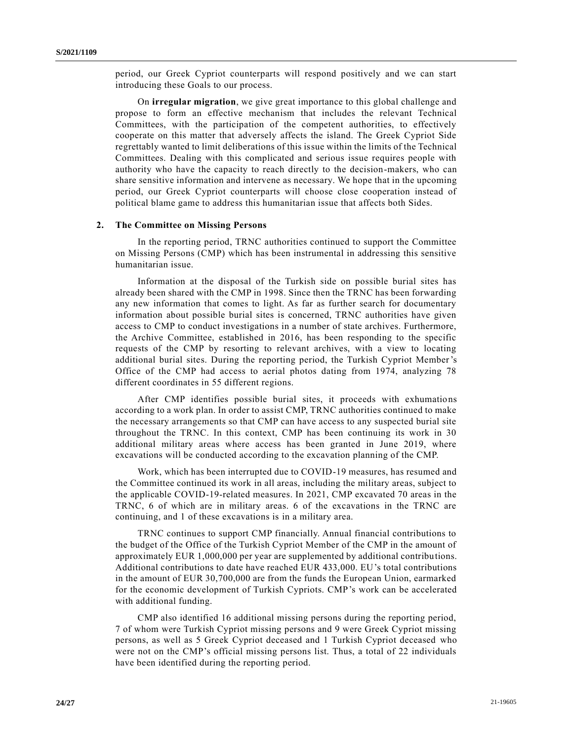period, our Greek Cypriot counterparts will respond positively and we can start introducing these Goals to our process.

On **irregular migration**, we give great importance to this global challenge and propose to form an effective mechanism that includes the relevant Technical Committees, with the participation of the competent authorities, to effectively cooperate on this matter that adversely affects the island. The Greek Cypriot Side regrettably wanted to limit deliberations of this issue within the limits of the Technical Committees. Dealing with this complicated and serious issue requires people with authority who have the capacity to reach directly to the decision-makers, who can share sensitive information and intervene as necessary. We hope that in the upcoming period, our Greek Cypriot counterparts will choose close cooperation instead of political blame game to address this humanitarian issue that affects both Sides.

## 2. The Committee on Missing Persons

In the reporting period, TRNC authorities continued to support the Committee on Missing Persons (CMP) which has been instrumental in addressing this sensitive humanitarian issue.

Information at the disposal of the Turkish side on possible burial sites has already been shared with the CMP in 1998. Since then the TRNC has been forwarding any new information that comes to light. As far as further search for documentary information about possible burial sites is concerned, TRNC authorities have given access to CMP to conduct investigations in a number of state archives. Furthermore, the Archive Committee, established in 2016, has been responding to the specific requests of the CMP by resorting to relevant archives, with a view to locating additional burial sites. During the reporting period, the Turkish Cypriot Member's Office of the CMP had access to aerial photos dating from 1974, analyzing 78 different coordinates in 55 different regions.

After CMP identifies possible burial sites, it proceeds with exhumations according to a work plan. In order to assist CMP, TRNC authorities continued to make the necessary arrangements so that CMP can have access to any suspected burial site throughout the TRNC. In this context, CMP has been continuing its work in 30 additional military areas where access has been granted in June 2019, where excavations will be conducted according to the excavation planning of the CMP.

Work, which has been interrupted due to COVID-19 measures, has resumed and the Committee continued its work in all areas, including the military areas, subject to the applicable COVID-19-related measures. In 2021, CMP excavated 70 areas in the TRNC, 6 of which are in military areas. 6 of the excavations in the TRNC are continuing, and 1 of these excavations is in a military area.

TRNC continues to support CMP financially. Annual financial contributions to the budget of the Office of the Turkish Cypriot Member of the CMP in the amount of approximately EUR 1,000,000 per year are supplemented by additional contributions. Additional contributions to date have reached EUR 433,000. EU's total contributions in the amount of EUR 30,700,000 are from the funds the European Union, earmarked for the economic development of Turkish Cypriots. CMP's work can be accelerated with additional funding.

CMP also identified 16 additional missing persons during the reporting period, 7 of whom were Turkish Cypriot missing persons and 9 were Greek Cypriot missing persons, as well as 5 Greek Cypriot deceased and 1 Turkish Cypriot deceased who were not on the CMP's official missing persons list. Thus, a total of 22 individuals have been identified during the reporting period.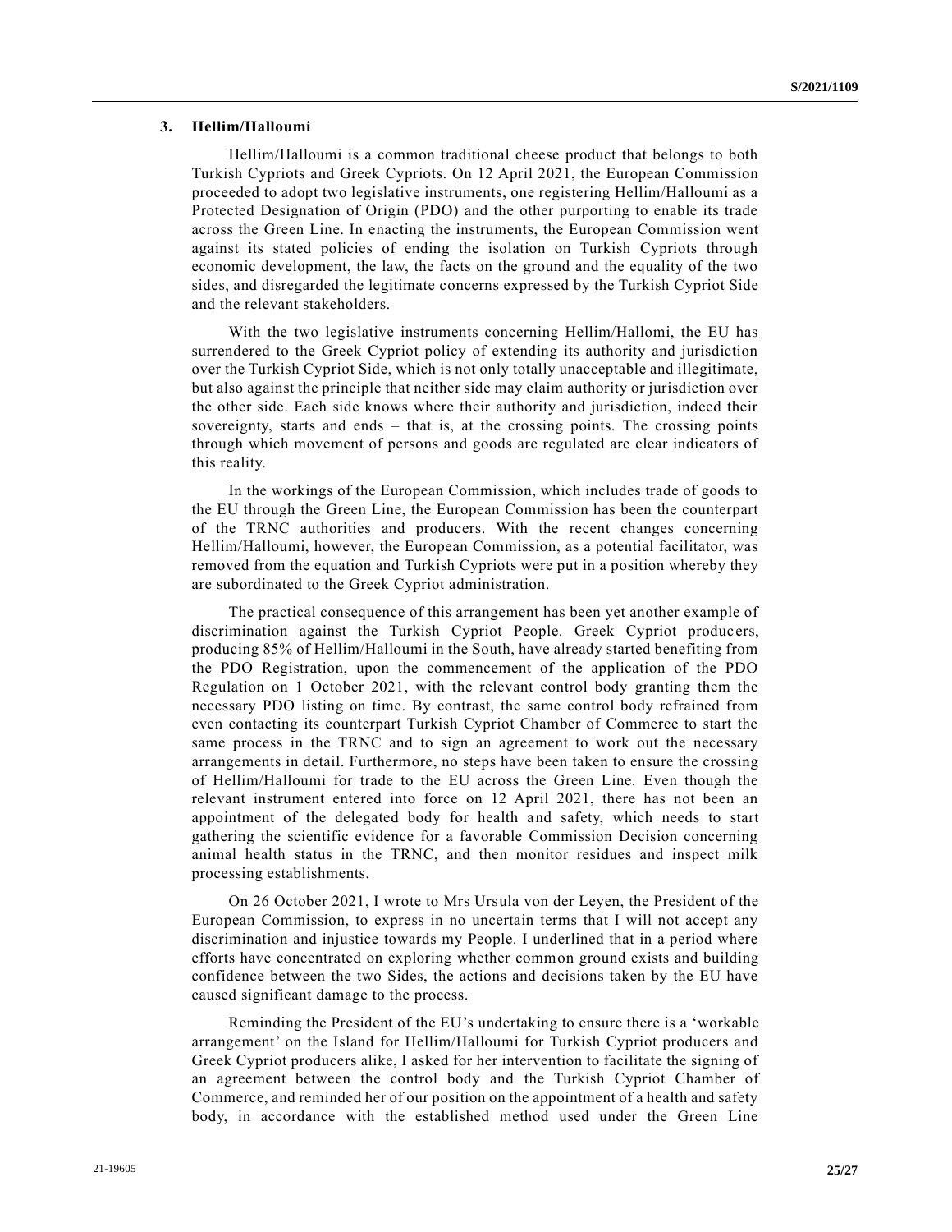### 3. Hellim/Halloumi

Hellim/Halloumi is a common traditional cheese product that belongs to both Turkish Cypriots and Greek Cypriots. On 12 April 2021, the European Commission proceeded to adopt two legislative instruments, one registering Hellim/Halloumi as a Protected Designation of Origin (PDO) and the other purporting to enable its trade across the Green Line. In enacting the instruments, the European Commission went against its stated policies of ending the isolation on Turkish Cypriots through economic development, the law, the facts on the ground and the equality of the two sides, and disregarded the legitimate concerns expressed by the Turkish Cypriot Side and the relevant stakeholders.

With the two legislative instruments concerning Hellim/Hallomi, the EU has surrendered to the Greek Cypriot policy of extending its authority and jurisdiction over the Turkish Cypriot Side, which is not only totally unacceptable and illegitimate, but also against the principle that neither side may claim authority or jurisdiction over the other side. Each side knows where their authority and jurisdiction, indeed their sovereignty, starts and ends – that is, at the crossing points. The crossing points through which movement of persons and goods are regulated are clear indicators of this reality.

In the workings of the European Commission, which includes trade of goods to the EU through the Green Line, the European Commission has been the counterpart of the TRNC authorities and producers. With the recent changes concerning Hellim/Halloumi, however, the European Commission, as a potential facilitator, was removed from the equation and Turkish Cypriots were put in a position whereby they are subordinated to the Greek Cypriot administration.

The practical consequence of this arrangement has been yet another example of discrimination against the Turkish Cypriot People. Greek Cypriot producers, producing 85% of Hellim/Halloumi in the South, have already started benefiting from the PDO Registration, upon the commencement of the application of the PDO Regulation on 1 October 2021, with the relevant control body granting them the necessary PDO listing on time. By contrast, the same control body refrained from even contacting its counterpart Turkish Cypriot Chamber of Commerce to start the same process in the TRNC and to sign an agreement to work out the necessary arrangements in detail. Furthermore, no steps have been taken to ensure the crossing of Hellim/Halloumi for trade to the EU across the Green Line. Even though the relevant instrument entered into force on 12 April 2021, there has not been an appointment of the delegated body for health and safety, which needs to start gathering the scientific evidence for a favorable Commission Decision concerning animal health status in the TRNC, and then monitor residues and inspect milk processing establishments.

On 26 October 2021, I wrote to Mrs Ursula von der Leyen, the President of the European Commission, to express in no uncertain terms that I will not accept any discrimination and injustice towards my People. I underlined that in a period where efforts have concentrated on exploring whether common ground exists and building confidence between the two Sides, the actions and decisions taken by the EU have caused significant damage to the process.

Reminding the President of the EU's undertaking to ensure there is a 'workable arrangement' on the Island for Hellim/Halloumi for Turkish Cypriot producers and Greek Cypriot producers alike, I asked for her intervention to facilitate the signing of an agreement between the control body and the Turkish Cypriot Chamber of Commerce, and reminded her of our position on the appointment of a health and safety body, in accordance with the established method used under the Green Line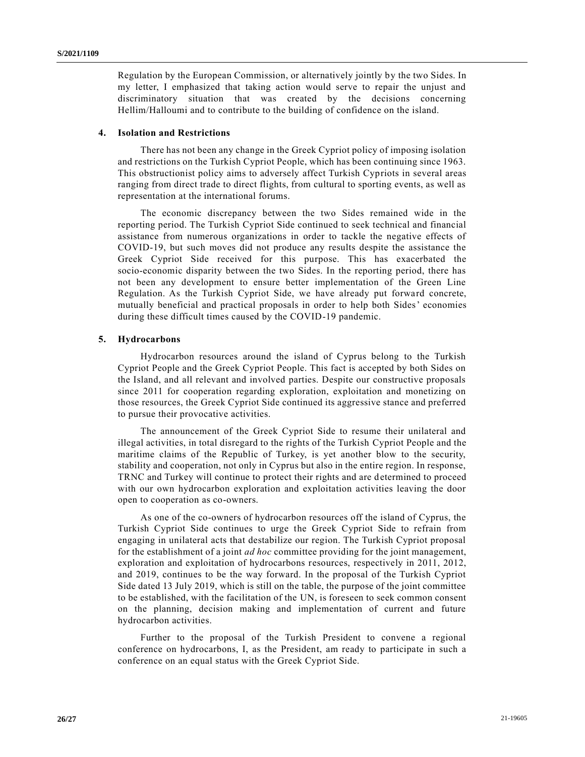Regulation by the European Commission, or alternatively jointly by the two Sides. In my letter, I emphasized that taking action would serve to repair the unjust and discriminatory situation that was created by the decisions concerning Hellim/Halloumi and to contribute to the building of confidence on the island.

## 4. Isolation and Restrictions

There has not been any change in the Greek Cypriot policy of imposing isolation and restrictions on the Turkish Cypriot People, which has been continuing since 1963. This obstructionist policy aims to adversely affect Turkish Cypriots in several areas ranging from direct trade to direct flights, from cultural to sporting events, as well as representation at the international forums.

The economic discrepancy between the two Sides remained wide in the reporting period. The Turkish Cypriot Side continued to seek technical and financial assistance from numerous organizations in order to tackle the negative effects of COVID-19, but such moves did not produce any results despite the assistance the Greek Cypriot Side received for this purpose. This has exacerbated the socio-economic disparity between the two Sides. In the reporting period, there has not been any development to ensure better implementation of the Green Line Regulation. As the Turkish Cypriot Side, we have already put forward concrete, mutually beneficial and practical proposals in order to help both Sides' economies during these difficult times caused by the COVID-19 pandemic.

## 5. Hydrocarbons

Hydrocarbon resources around the island of Cyprus belong to the Turkish Cypriot People and the Greek Cypriot People. This fact is accepted by both Sides on the Island, and all relevant and involved parties. Despite our constructive proposals since 2011 for cooperation regarding exploration, exploitation and monetizing on those resources, the Greek Cypriot Side continued its aggressive stance and preferred to pursue their provocative activities.

The announcement of the Greek Cypriot Side to resume their unilateral and illegal activities, in total disregard to the rights of the Turkish Cypriot People and the maritime claims of the Republic of Turkey, is yet another blow to the security, stability and cooperation, not only in Cyprus but also in the entire region. In response, TRNC and Turkey will continue to protect their rights and are determined to proceed with our own hydrocarbon exploration and exploitation activities leaving the door open to cooperation as co-owners.

As one of the co-owners of hydrocarbon resources off the island of Cyprus, the Turkish Cypriot Side continues to urge the Greek Cypriot Side to refrain from engaging in unilateral acts that destabilize our region. The Turkish Cypriot proposal for the establishment of a joint *ad hoc* committee providing for the joint management, exploration and exploitation of hydrocarbons resources, respectively in 2011, 2012, and 2019, continues to be the way forward. In the proposal of the Turkish Cypriot Side dated 13 July 2019, which is still on the table, the purpose of the joint committee to be established, with the facilitation of the UN, is foreseen to seek common consent on the planning, decision making and implementation of current and future hydrocarbon activities.

Further to the proposal of the Turkish President to convene a regional conference on hydrocarbons, I, as the President, am ready to participate in such a conference on an equal status with the Greek Cypriot Side.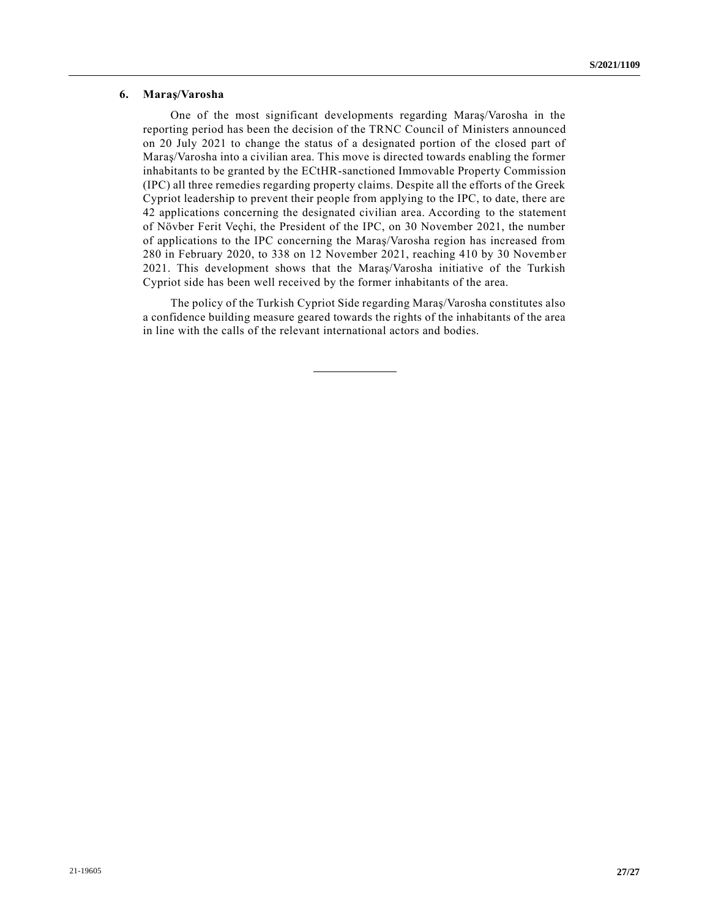## 6. Maraş/Varosha

One of the most significant developments regarding Maraş/Varosha in the reporting period has been the decision of the TRNC Council of Ministers announced on 20 July 2021 to change the status of a designated portion of the closed part of Maraş/Varosha into a civilian area. This move is directed towards enabling the former inhabitants to be granted by the ECtHR-sanctioned Immovable Property Commission (IPC) all three remedies regarding property claims. Despite all the efforts of the Greek Cypriot leadership to prevent their people from applying to the IPC, to date, there are 42 applications concerning the designated civilian area. According to the statement of Növber Ferit Veçhi, the President of the IPC, on 30 November 2021, the number of applications to the IPC concerning the Maraş/Varosha region has increased from 280 in February 2020, to 338 on 12 November 2021, reaching 410 by 30 November 2021. This development shows that the Maraş/Varosha initiative of the Turkish Cypriot side has been well received by the former inhabitants of the area.

The policy of the Turkish Cypriot Side regarding Maraş/Varosha constitutes also a confidence building measure geared towards the rights of the inhabitants of the area in line with the calls of the relevant international actors and bodies.